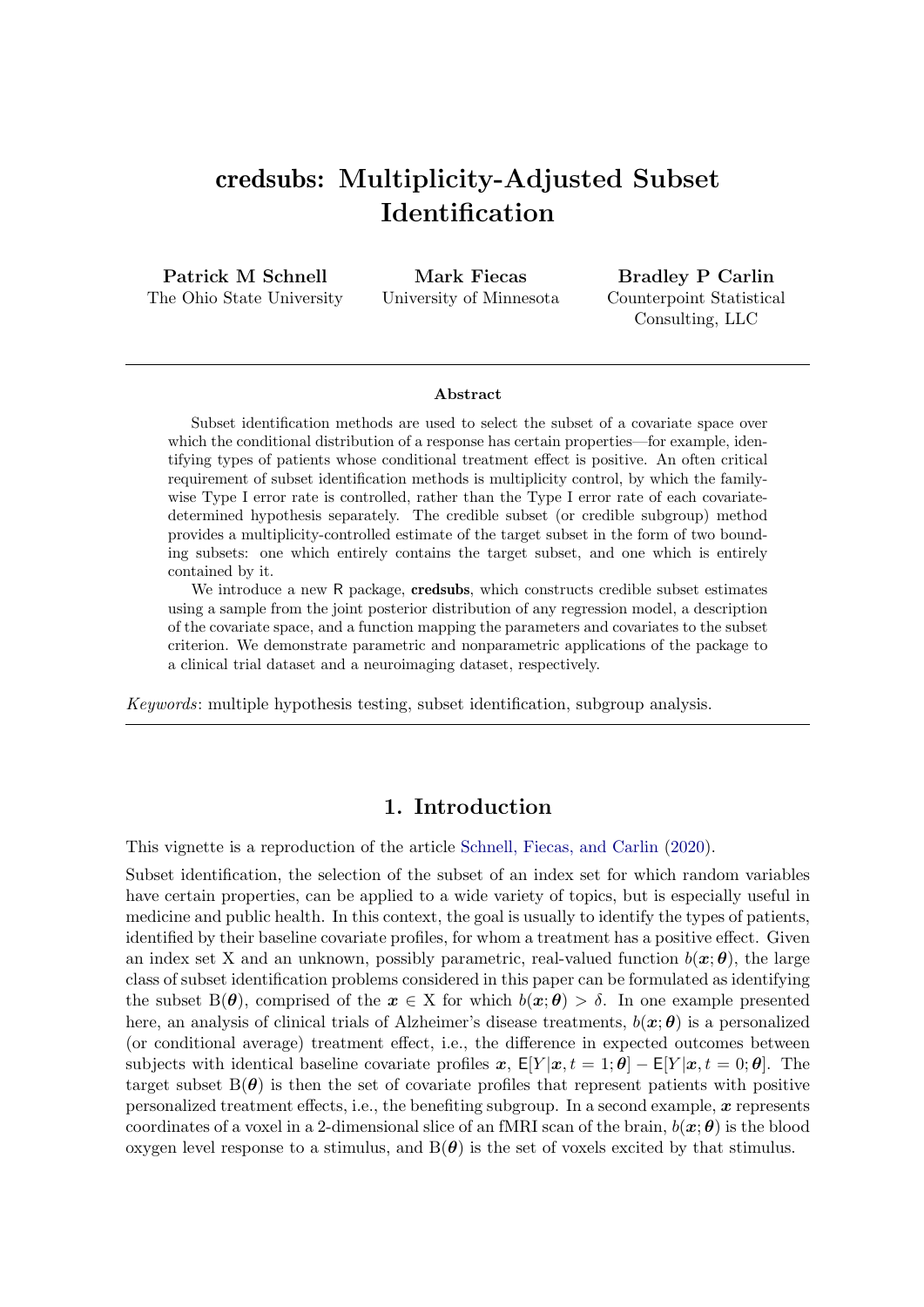# credsubs: Multiplicity-Adjusted Subset Identification

**Patrick M Schnell**
The Ohio State University

**Mark Fiecas**
University of Minnesota

**Bradley P Carlin**
Counterpoint Statistical Consulting, LLC

---

**Abstract**

Subset identification methods are used to select the subset of a covariate space over which the conditional distribution of a response has certain properties—for example, identifying types of patients whose conditional treatment effect is positive. An often critical requirement of subset identification methods is multiplicity control, by which the familywise Type I error rate is controlled, rather than the Type I error rate of each covariate-determined hypothesis separately. The credible subset (or credible subgroup) method provides a multiplicity-controlled estimate of the target subset in the form of two bounding subsets: one which entirely contains the target subset, and one which is entirely contained by it.

We introduce a new R package, **credsubs**, which constructs credible subset estimates using a sample from the joint posterior distribution of any regression model, a description of the covariate space, and a function mapping the parameters and covariates to the subset criterion. We demonstrate parametric and nonparametric applications of the package to a clinical trial dataset and a neuroimaging dataset, respectively.

*Keywords*: multiple hypothesis testing, subset identification, subgroup analysis.

---

## 1. Introduction

This vignette is a reproduction of the article Schnell, Fiecas, and Carlin (2020).

Subset identification, the selection of the subset of an index set for which random variables have certain properties, can be applied to a wide variety of topics, but is especially useful in medicine and public health. In this context, the goal is usually to identify the types of patients, identified by their baseline covariate profiles, for whom a treatment has a positive effect. Given an index set $\mathrm{X}$ and an unknown, possibly parametric, real-valued function $b(\boldsymbol{x};\boldsymbol{\theta})$, the large class of subset identification problems considered in this paper can be formulated as identifying the subset $\mathrm{B}(\boldsymbol{\theta})$, comprised of the $\boldsymbol{x} \in \mathrm{X}$ for which $b(\boldsymbol{x};\boldsymbol{\theta}) > \delta$. In one example presented here, an analysis of clinical trials of Alzheimer's disease treatments, $b(\boldsymbol{x};\boldsymbol{\theta})$ is a personalized (or conditional average) treatment effect, i.e., the difference in expected outcomes between subjects with identical baseline covariate profiles $\boldsymbol{x}$, $\mathsf{E}[Y|\boldsymbol{x}, t = 1;\boldsymbol{\theta}] - \mathsf{E}[Y|\boldsymbol{x}, t = 0;\boldsymbol{\theta}]$. The target subset $\mathrm{B}(\boldsymbol{\theta})$ is then the set of covariate profiles that represent patients with positive personalized treatment effects, i.e., the benefiting subgroup. In a second example, $\boldsymbol{x}$ represents coordinates of a voxel in a 2-dimensional slice of an fMRI scan of the brain, $b(\boldsymbol{x};\boldsymbol{\theta})$ is the blood oxygen level response to a stimulus, and $\mathrm{B}(\boldsymbol{\theta})$ is the set of voxels excited by that stimulus.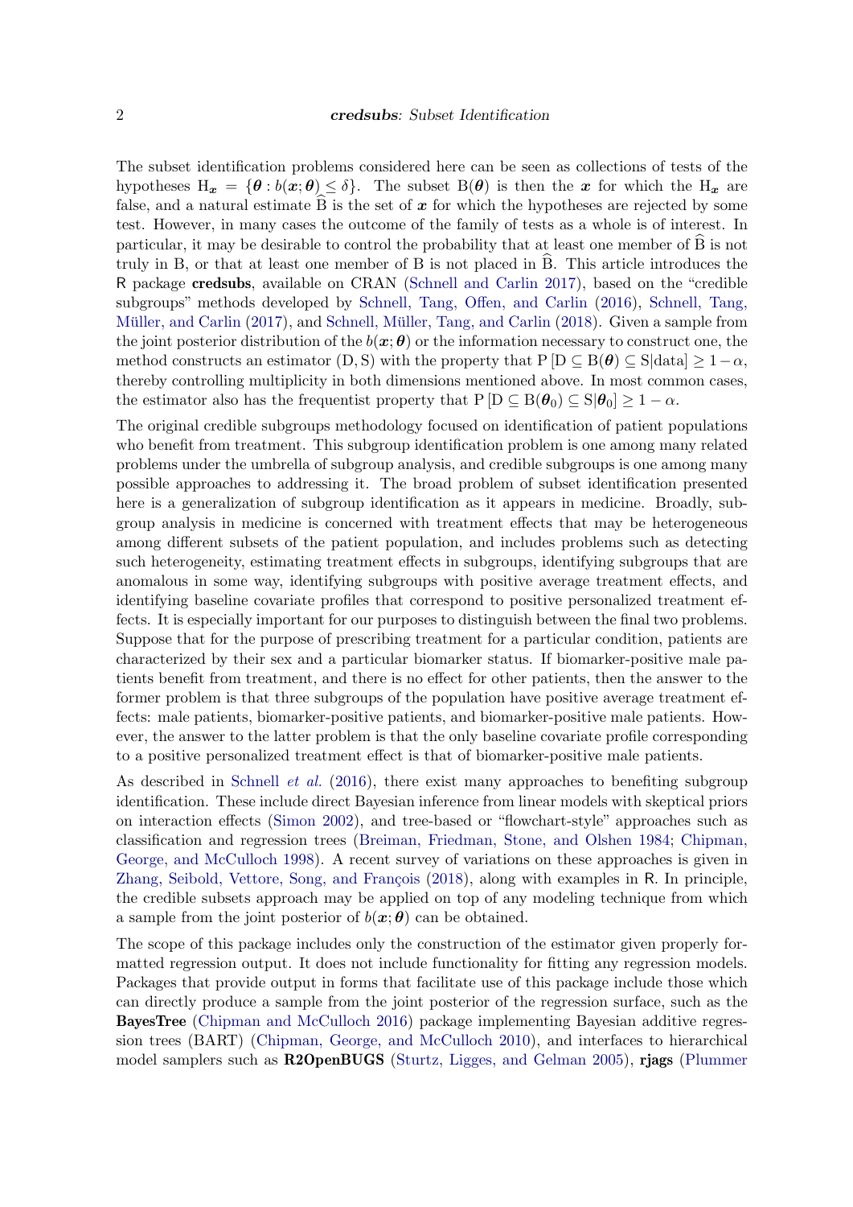The subset identification problems considered here can be seen as collections of tests of the hypotheses $\mathrm{H}_{\boldsymbol{x}} = \{\boldsymbol{\theta} : b(\boldsymbol{x};\boldsymbol{\theta}) \leq \delta\}$. The subset $\mathrm{B}(\boldsymbol{\theta})$ is then the $\boldsymbol{x}$ for which the $\mathrm{H}_{\boldsymbol{x}}$ are false, and a natural estimate $\widehat{\mathrm{B}}$ is the set of $\boldsymbol{x}$ for which the hypotheses are rejected by some test. However, in many cases the outcome of the family of tests as a whole is of interest. In particular, it may be desirable to control the probability that at least one member of $\widehat{\mathrm{B}}$ is not truly in B, or that at least one member of B is not placed in $\widehat{\mathrm{B}}$. This article introduces the R package **credsubs**, available on CRAN (Schnell and Carlin 2017), based on the "credible subgroups" methods developed by Schnell, Tang, Offen, and Carlin (2016), Schnell, Tang, Müller, and Carlin (2017), and Schnell, Müller, Tang, and Carlin (2018). Given a sample from the joint posterior distribution of the $b(\boldsymbol{x};\boldsymbol{\theta})$ or the information necessary to construct one, the method constructs an estimator (D, S) with the property that $\mathrm{P}\left[\mathrm{D} \subseteq \mathrm{B}(\boldsymbol{\theta}) \subseteq \mathrm{S}|\text{data}\right] \geq 1-\alpha$, thereby controlling multiplicity in both dimensions mentioned above. In most common cases, the estimator also has the frequentist property that $\mathrm{P}\left[\mathrm{D} \subseteq \mathrm{B}(\boldsymbol{\theta}_0) \subseteq \mathrm{S}|\boldsymbol{\theta}_0\right] \geq 1-\alpha$.

The original credible subgroups methodology focused on identification of patient populations who benefit from treatment. This subgroup identification problem is one among many related problems under the umbrella of subgroup analysis, and credible subgroups is one among many possible approaches to addressing it. The broad problem of subset identification presented here is a generalization of subgroup identification as it appears in medicine. Broadly, subgroup analysis in medicine is concerned with treatment effects that may be heterogeneous among different subsets of the patient population, and includes problems such as detecting such heterogeneity, estimating treatment effects in subgroups, identifying subgroups that are anomalous in some way, identifying subgroups with positive average treatment effects, and identifying baseline covariate profiles that correspond to positive personalized treatment effects. It is especially important for our purposes to distinguish between the final two problems. Suppose that for the purpose of prescribing treatment for a particular condition, patients are characterized by their sex and a particular biomarker status. If biomarker-positive male patients benefit from treatment, and there is no effect for other patients, then the answer to the former problem is that three subgroups of the population have positive average treatment effects: male patients, biomarker-positive patients, and biomarker-positive male patients. However, the answer to the latter problem is that the only baseline covariate profile corresponding to a positive personalized treatment effect is that of biomarker-positive male patients.

As described in Schnell *et al.* (2016), there exist many approaches to benefiting subgroup identification. These include direct Bayesian inference from linear models with skeptical priors on interaction effects (Simon 2002), and tree-based or "flowchart-style" approaches such as classification and regression trees (Breiman, Friedman, Stone, and Olshen 1984; Chipman, George, and McCulloch 1998). A recent survey of variations on these approaches is given in Zhang, Seibold, Vettore, Song, and François (2018), along with examples in R. In principle, the credible subsets approach may be applied on top of any modeling technique from which a sample from the joint posterior of $b(\boldsymbol{x};\boldsymbol{\theta})$ can be obtained.

The scope of this package includes only the construction of the estimator given properly formatted regression output. It does not include functionality for fitting any regression models. Packages that provide output in forms that facilitate use of this package include those which can directly produce a sample from the joint posterior of the regression surface, such as the **BayesTree** (Chipman and McCulloch 2016) package implementing Bayesian additive regression trees (BART) (Chipman, George, and McCulloch 2010), and interfaces to hierarchical model samplers such as **R2OpenBUGS** (Sturtz, Ligges, and Gelman 2005), **rjags** (Plummer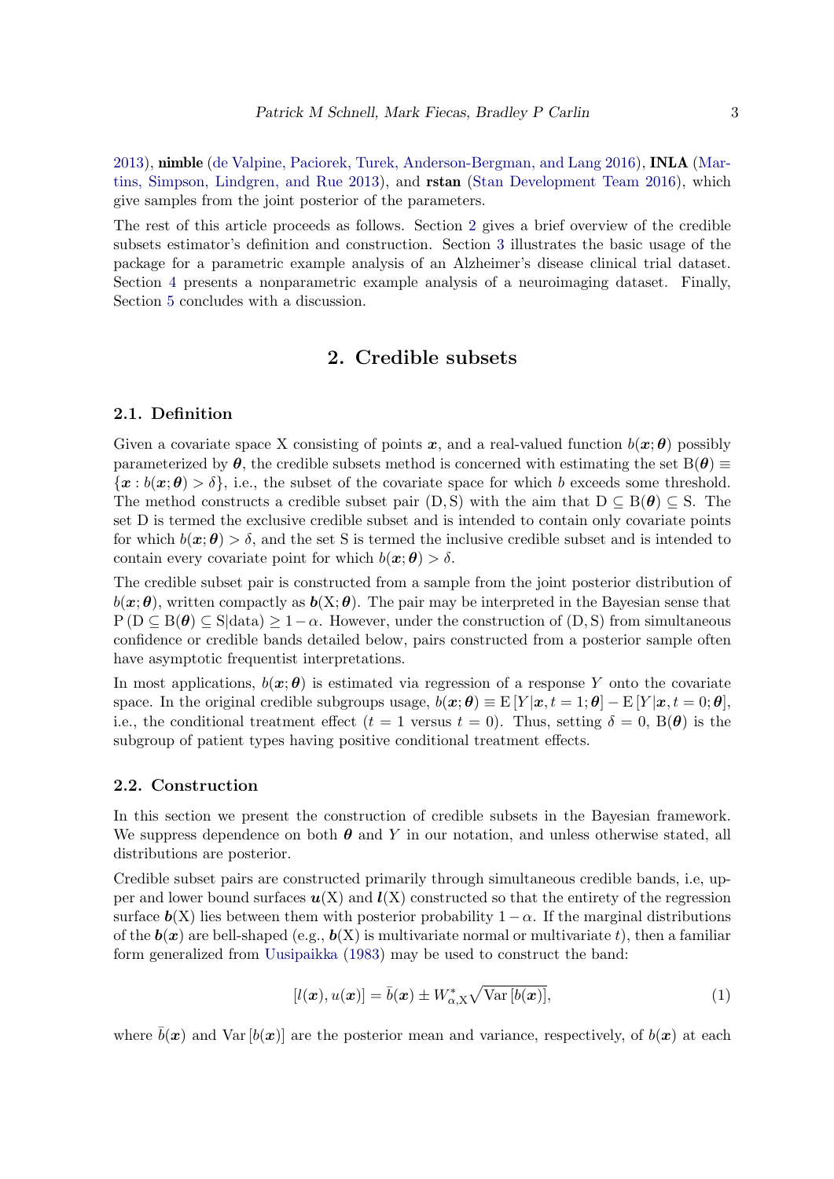2013), **nimble** (de Valpine, Paciorek, Turek, Anderson-Bergman, and Lang 2016), **INLA** (Martins, Simpson, Lindgren, and Rue 2013), and **rstan** (Stan Development Team 2016), which give samples from the joint posterior of the parameters.

The rest of this article proceeds as follows. Section 2 gives a brief overview of the credible subsets estimator's definition and construction. Section 3 illustrates the basic usage of the package for a parametric example analysis of an Alzheimer's disease clinical trial dataset. Section 4 presents a nonparametric example analysis of a neuroimaging dataset. Finally, Section 5 concludes with a discussion.

## 2. Credible subsets

### 2.1. Definition

Given a covariate space $\mathrm{X}$ consisting of points $\boldsymbol{x}$, and a real-valued function $b(\boldsymbol{x};\boldsymbol{\theta})$ possibly parameterized by $\boldsymbol{\theta}$, the credible subsets method is concerned with estimating the set $\mathrm{B}(\boldsymbol{\theta}) \equiv \{\boldsymbol{x} : b(\boldsymbol{x};\boldsymbol{\theta}) > \delta\}$, i.e., the subset of the covariate space for which $b$ exceeds some threshold. The method constructs a credible subset pair $(\mathrm{D},\mathrm{S})$ with the aim that $\mathrm{D} \subseteq \mathrm{B}(\boldsymbol{\theta}) \subseteq \mathrm{S}$. The set $\mathrm{D}$ is termed the exclusive credible subset and is intended to contain only covariate points for which $b(\boldsymbol{x};\boldsymbol{\theta}) > \delta$, and the set $\mathrm{S}$ is termed the inclusive credible subset and is intended to contain every covariate point for which $b(\boldsymbol{x};\boldsymbol{\theta}) > \delta$.

The credible subset pair is constructed from a sample from the joint posterior distribution of $b(\boldsymbol{x};\boldsymbol{\theta})$, written compactly as $\boldsymbol{b}(\mathrm{X};\boldsymbol{\theta})$. The pair may be interpreted in the Bayesian sense that $\mathrm{P}\left(\mathrm{D} \subseteq \mathrm{B}(\boldsymbol{\theta}) \subseteq \mathrm{S}|\text{data}\right) \geq 1-\alpha$. However, under the construction of $(\mathrm{D},\mathrm{S})$ from simultaneous confidence or credible bands detailed below, pairs constructed from a posterior sample often have asymptotic frequentist interpretations.

In most applications, $b(\boldsymbol{x};\boldsymbol{\theta})$ is estimated via regression of a response $Y$ onto the covariate space. In the original credible subgroups usage, $b(\boldsymbol{x};\boldsymbol{\theta}) \equiv \mathrm{E}\left[Y|\boldsymbol{x}, t=1;\boldsymbol{\theta}\right] - \mathrm{E}\left[Y|\boldsymbol{x}, t=0;\boldsymbol{\theta}\right]$, i.e., the conditional treatment effect ($t=1$ versus $t=0$). Thus, setting $\delta = 0$, $\mathrm{B}(\boldsymbol{\theta})$ is the subgroup of patient types having positive conditional treatment effects.

### 2.2. Construction

In this section we present the construction of credible subsets in the Bayesian framework. We suppress dependence on both $\boldsymbol{\theta}$ and $Y$ in our notation, and unless otherwise stated, all distributions are posterior.

Credible subset pairs are constructed primarily through simultaneous credible bands, i.e, upper and lower bound surfaces $\boldsymbol{u}(\mathrm{X})$ and $\boldsymbol{l}(\mathrm{X})$ constructed so that the entirety of the regression surface $\boldsymbol{b}(\mathrm{X})$ lies between them with posterior probability $1-\alpha$. If the marginal distributions of the $\boldsymbol{b}(\boldsymbol{x})$ are bell-shaped (e.g., $\boldsymbol{b}(\mathrm{X})$ is multivariate normal or multivariate $t$), then a familiar form generalized from Uusipaikka (1983) may be used to construct the band:

$$[l(\boldsymbol{x}), u(\boldsymbol{x})] = \bar{b}(\boldsymbol{x}) \pm W^{*}_{\alpha,\mathrm{X}}\sqrt{\mathrm{Var}\left[b(\boldsymbol{x})\right]}, \tag{1}$$

where $\bar{b}(\boldsymbol{x})$ and $\mathrm{Var}\left[b(\boldsymbol{x})\right]$ are the posterior mean and variance, respectively, of $b(\boldsymbol{x})$ at each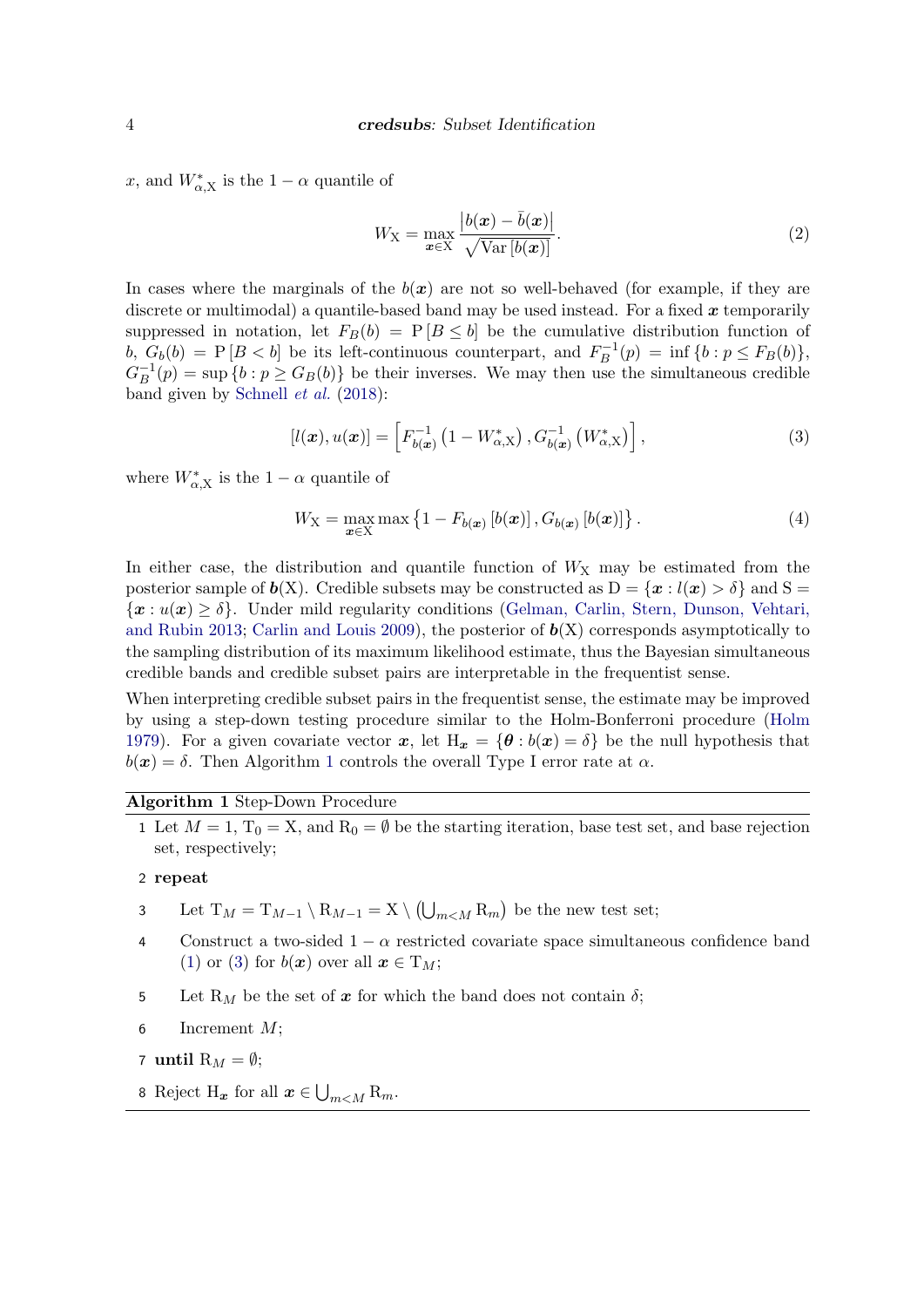$x$, and $W^*_{\alpha,\mathrm{X}}$ is the $1-\alpha$ quantile of

$$W_{\mathrm{X}} = \max_{\boldsymbol{x}\in\mathrm{X}} \frac{\left|b(\boldsymbol{x}) - \bar{b}(\boldsymbol{x})\right|}{\sqrt{\mathrm{Var}\left[b(\boldsymbol{x})\right]}}. \tag{2}$$

In cases where the marginals of the $b(\boldsymbol{x})$ are not so well-behaved (for example, if they are discrete or multimodal) a quantile-based band may be used instead. For a fixed $\boldsymbol{x}$ temporarily suppressed in notation, let $F_B(b) = \mathrm{P}\left[B \leq b\right]$ be the cumulative distribution function of $b$, $G_b(b) = \mathrm{P}\left[B < b\right]$ be its left-continuous counterpart, and $F_B^{-1}(p) = \inf\left\{b : p \leq F_B(b)\right\}$, $G_B^{-1}(p) = \sup\left\{b : p \geq G_B(b)\right\}$ be their inverses. We may then use the simultaneous credible band given by Schnell *et al.* (2018):

$$\left[l(\boldsymbol{x}), u(\boldsymbol{x})\right] = \left[F^{-1}_{b(\boldsymbol{x})}\left(1 - W^*_{\alpha,\mathrm{X}}\right), G^{-1}_{b(\boldsymbol{x})}\left(W^*_{\alpha,\mathrm{X}}\right)\right], \tag{3}$$

where $W^*_{\alpha,\mathrm{X}}$ is the $1-\alpha$ quantile of

$$W_{\mathrm{X}} = \max_{\boldsymbol{x}\in\mathrm{X}} \max\left\{1 - F_{b(\boldsymbol{x})}\left[b(\boldsymbol{x})\right], G_{b(\boldsymbol{x})}\left[b(\boldsymbol{x})\right]\right\}. \tag{4}$$

In either case, the distribution and quantile function of $W_{\mathrm{X}}$ may be estimated from the posterior sample of $\boldsymbol{b}(\mathrm{X})$. Credible subsets may be constructed as $\mathrm{D} = \{\boldsymbol{x} : l(\boldsymbol{x}) > \delta\}$ and $\mathrm{S} = \{\boldsymbol{x} : u(\boldsymbol{x}) \geq \delta\}$. Under mild regularity conditions (Gelman, Carlin, Stern, Dunson, Vehtari, and Rubin 2013; Carlin and Louis 2009), the posterior of $\boldsymbol{b}(\mathrm{X})$ corresponds asymptotically to the sampling distribution of its maximum likelihood estimate, thus the Bayesian simultaneous credible bands and credible subset pairs are interpretable in the frequentist sense.

When interpreting credible subset pairs in the frequentist sense, the estimate may be improved by using a step-down testing procedure similar to the Holm-Bonferroni procedure (Holm 1979). For a given covariate vector $\boldsymbol{x}$, let $\mathrm{H}_{\boldsymbol{x}} = \{\boldsymbol{\theta} : b(\boldsymbol{x}) = \delta\}$ be the null hypothesis that $b(\boldsymbol{x}) = \delta$. Then Algorithm 1 controls the overall Type I error rate at $\alpha$.

**Algorithm 1** Step-Down Procedure

1. Let $M = 1$, $\mathrm{T}_0 = \mathrm{X}$, and $\mathrm{R}_0 = \emptyset$ be the starting iteration, base test set, and base rejection set, respectively;
2. **repeat**
3. Let $\mathrm{T}_M = \mathrm{T}_{M-1} \setminus \mathrm{R}_{M-1} = \mathrm{X} \setminus \left(\bigcup_{m<M} \mathrm{R}_m\right)$ be the new test set;
4. Construct a two-sided $1-\alpha$ restricted covariate space simultaneous confidence band (1) or (3) for $b(\boldsymbol{x})$ over all $\boldsymbol{x} \in \mathrm{T}_M$;
5. Let $\mathrm{R}_M$ be the set of $\boldsymbol{x}$ for which the band does not contain $\delta$;
6. Increment $M$;
7. **until** $\mathrm{R}_M = \emptyset$;
8. Reject $\mathrm{H}_{\boldsymbol{x}}$ for all $\boldsymbol{x} \in \bigcup_{m<M} \mathrm{R}_m$.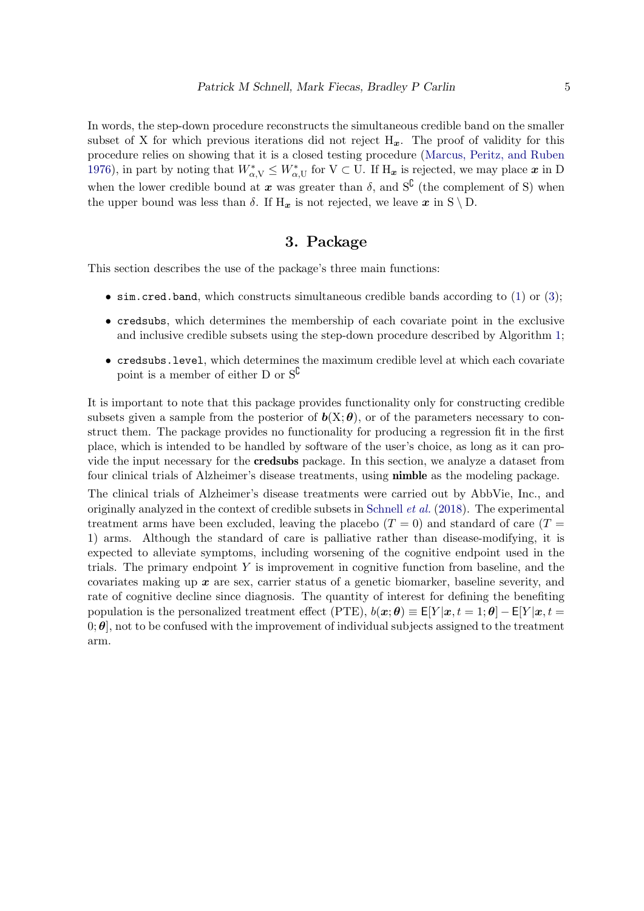In words, the step-down procedure reconstructs the simultaneous credible band on the smaller subset of X for which previous iterations did not reject $\mathrm{H}_{\boldsymbol{x}}$. The proof of validity for this procedure relies on showing that it is a closed testing procedure (Marcus, Peritz, and Ruben 1976), in part by noting that $W^*_{\alpha,\mathrm{V}} \leq W^*_{\alpha,\mathrm{U}}$ for $\mathrm{V} \subset \mathrm{U}$. If $\mathrm{H}_{\boldsymbol{x}}$ is rejected, we may place $\boldsymbol{x}$ in D when the lower credible bound at $\boldsymbol{x}$ was greater than $\delta$, and $\mathrm{S}^{\complement}$ (the complement of S) when the upper bound was less than $\delta$. If $\mathrm{H}_{\boldsymbol{x}}$ is not rejected, we leave $\boldsymbol{x}$ in $\mathrm{S} \setminus \mathrm{D}$.

## 3. Package

This section describes the use of the package's three main functions:

- `sim.cred.band`, which constructs simultaneous credible bands according to (1) or (3);
- `credsubs`, which determines the membership of each covariate point in the exclusive and inclusive credible subsets using the step-down procedure described by Algorithm 1;
- `credsubs.level`, which determines the maximum credible level at which each covariate point is a member of either D or $\mathrm{S}^{\complement}$

It is important to note that this package provides functionality only for constructing credible subsets given a sample from the posterior of $\boldsymbol{b}(\mathrm{X};\boldsymbol{\theta})$, or of the parameters necessary to construct them. The package provides no functionality for producing a regression fit in the first place, which is intended to be handled by software of the user's choice, as long as it can provide the input necessary for the **credsubs** package. In this section, we analyze a dataset from four clinical trials of Alzheimer's disease treatments, using **nimble** as the modeling package.

The clinical trials of Alzheimer's disease treatments were carried out by AbbVie, Inc., and originally analyzed in the context of credible subsets in Schnell *et al.* (2018). The experimental treatment arms have been excluded, leaving the placebo ($T = 0$) and standard of care ($T = 1$) arms. Although the standard of care is palliative rather than disease-modifying, it is expected to alleviate symptoms, including worsening of the cognitive endpoint used in the trials. The primary endpoint $Y$ is improvement in cognitive function from baseline, and the covariates making up $\boldsymbol{x}$ are sex, carrier status of a genetic biomarker, baseline severity, and rate of cognitive decline since diagnosis. The quantity of interest for defining the benefiting population is the personalized treatment effect (PTE), $b(\boldsymbol{x};\boldsymbol{\theta}) \equiv \mathsf{E}[Y|\boldsymbol{x}, t = 1;\boldsymbol{\theta}] - \mathsf{E}[Y|\boldsymbol{x}, t = 0;\boldsymbol{\theta}]$, not to be confused with the improvement of individual subjects assigned to the treatment arm.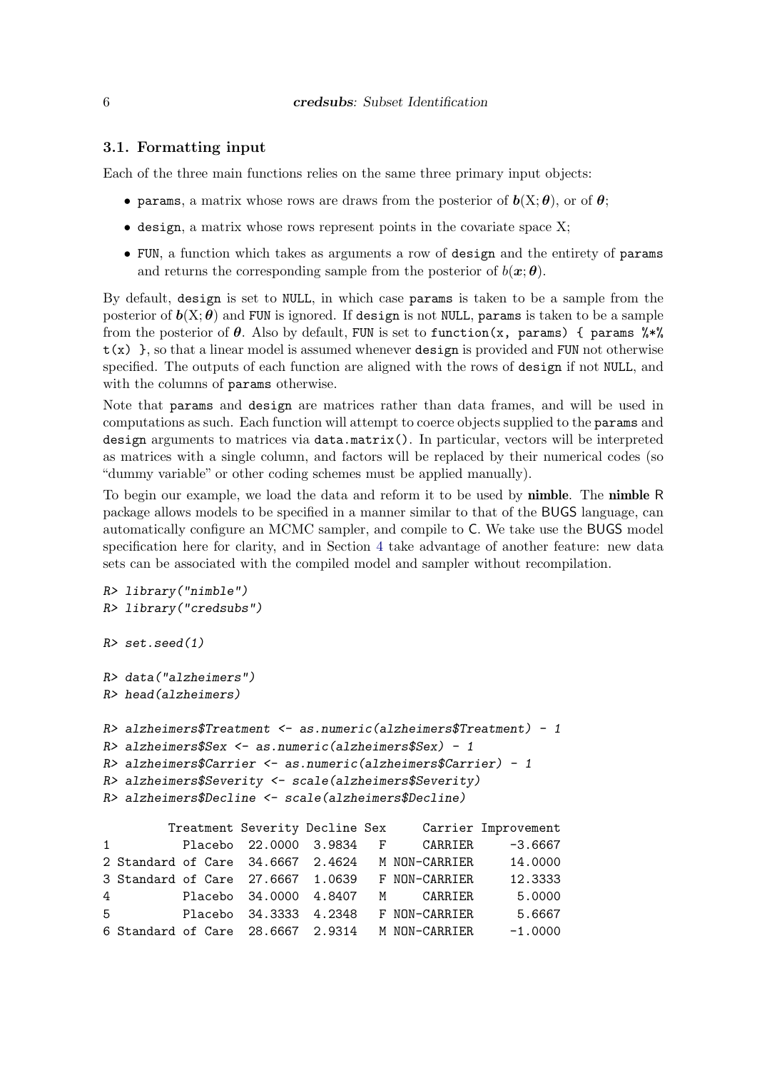### 3.1. Formatting input

Each of the three main functions relies on the same three primary input objects:

- `params`, a matrix whose rows are draws from the posterior of $\boldsymbol{b}(\mathrm{X};\boldsymbol{\theta})$, or of $\boldsymbol{\theta}$;
- `design`, a matrix whose rows represent points in the covariate space X;
- `FUN`, a function which takes as arguments a row of `design` and the entirety of `params` and returns the corresponding sample from the posterior of $b(\boldsymbol{x};\boldsymbol{\theta})$.

By default, `design` is set to `NULL`, in which case `params` is taken to be a sample from the posterior of $\boldsymbol{b}(\mathrm{X};\boldsymbol{\theta})$ and `FUN` is ignored. If `design` is not `NULL`, `params` is taken to be a sample from the posterior of $\boldsymbol{\theta}$. Also by default, `FUN` is set to `function(x, params) { params %*% t(x) }`, so that a linear model is assumed whenever `design` is provided and `FUN` not otherwise specified. The outputs of each function are aligned with the rows of `design` if not `NULL`, and with the columns of `params` otherwise.

Note that `params` and `design` are matrices rather than data frames, and will be used in computations as such. Each function will attempt to coerce objects supplied to the `params` and `design` arguments to matrices via `data.matrix()`. In particular, vectors will be interpreted as matrices with a single column, and factors will be replaced by their numerical codes (so "dummy variable" or other coding schemes must be applied manually).

To begin our example, we load the data and reform it to be used by **nimble**. The **nimble** R package allows models to be specified in a manner similar to that of the BUGS language, can automatically configure an MCMC sampler, and compile to C. We take use the BUGS model specification here for clarity, and in Section 4 take advantage of another feature: new data sets can be associated with the compiled model and sampler without recompilation.

```
R> library("nimble")
R> library("credsubs")

R> set.seed(1)

R> data("alzheimers")
R> head(alzheimers)

R> alzheimers$Treatment <- as.numeric(alzheimers$Treatment) - 1
R> alzheimers$Sex <- as.numeric(alzheimers$Sex) - 1
R> alzheimers$Carrier <- as.numeric(alzheimers$Carrier) - 1
R> alzheimers$Severity <- scale(alzheimers$Severity)
R> alzheimers$Decline <- scale(alzheimers$Decline)
```

```
         Treatment Severity Decline Sex     Carrier Improvement
1          Placebo  22.0000  3.9834   F     CARRIER     -3.6667
2 Standard of Care  34.6667  2.4624   M NON-CARRIER     14.0000
3 Standard of Care  27.6667  1.0639   F NON-CARRIER     12.3333
4          Placebo  34.0000  4.8407   M     CARRIER      5.0000
5          Placebo  34.3333  4.2348   F NON-CARRIER      5.6667
6 Standard of Care  28.6667  2.9314   M NON-CARRIER     -1.0000
```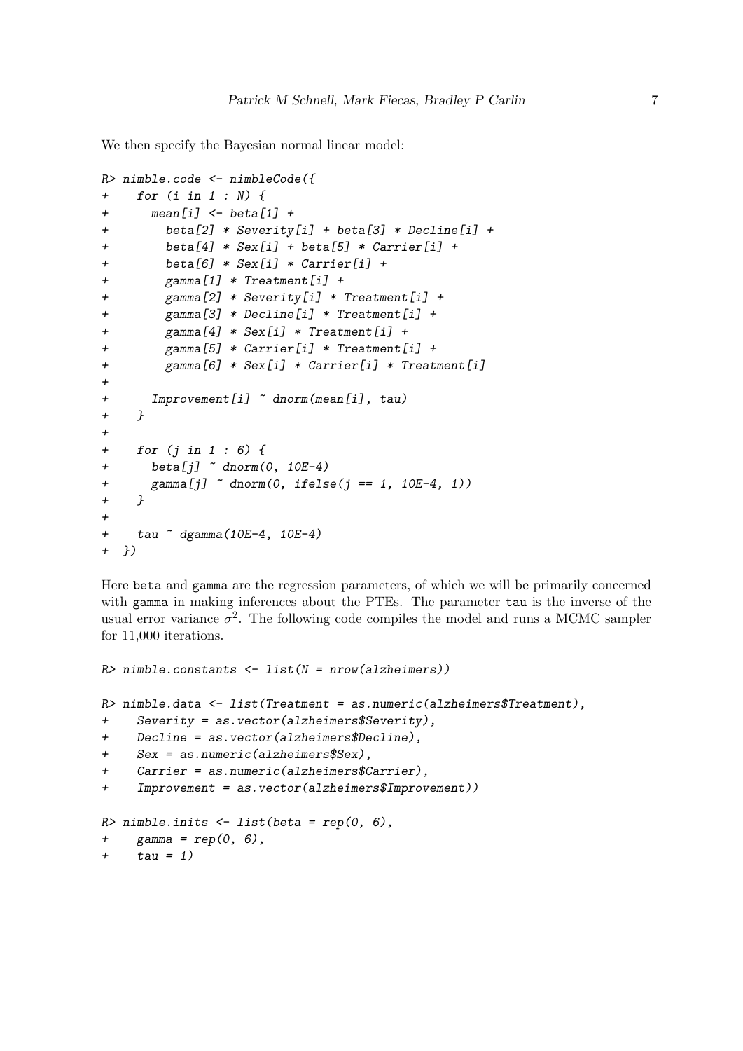We then specify the Bayesian normal linear model:

```
R> nimble.code <- nimbleCode({
+    for (i in 1 : N) {
+      mean[i] <- beta[1] +
+        beta[2] * Severity[i] + beta[3] * Decline[i] +
+        beta[4] * Sex[i] + beta[5] * Carrier[i] +
+        beta[6] * Sex[i] * Carrier[i] +
+        gamma[1] * Treatment[i] +
+        gamma[2] * Severity[i] * Treatment[i] +
+        gamma[3] * Decline[i] * Treatment[i] +
+        gamma[4] * Sex[i] * Treatment[i] +
+        gamma[5] * Carrier[i] * Treatment[i] +
+        gamma[6] * Sex[i] * Carrier[i] * Treatment[i]
+
+      Improvement[i] ~ dnorm(mean[i], tau)
+    }
+
+    for (j in 1 : 6) {
+      beta[j] ~ dnorm(0, 10E-4)
+      gamma[j] ~ dnorm(0, ifelse(j == 1, 10E-4, 1))
+    }
+
+    tau ~ dgamma(10E-4, 10E-4)
+  })
```

Here beta and gamma are the regression parameters, of which we will be primarily concerned with gamma in making inferences about the PTEs. The parameter tau is the inverse of the usual error variance $\sigma^2$. The following code compiles the model and runs a MCMC sampler for 11,000 iterations.

```
R> nimble.constants <- list(N = nrow(alzheimers))

R> nimble.data <- list(Treatment = as.numeric(alzheimers$Treatment),
+    Severity = as.vector(alzheimers$Severity),
+    Decline = as.vector(alzheimers$Decline),
+    Sex = as.numeric(alzheimers$Sex),
+    Carrier = as.numeric(alzheimers$Carrier),
+    Improvement = as.vector(alzheimers$Improvement))

R> nimble.inits <- list(beta = rep(0, 6),
+    gamma = rep(0, 6),
+    tau = 1)
```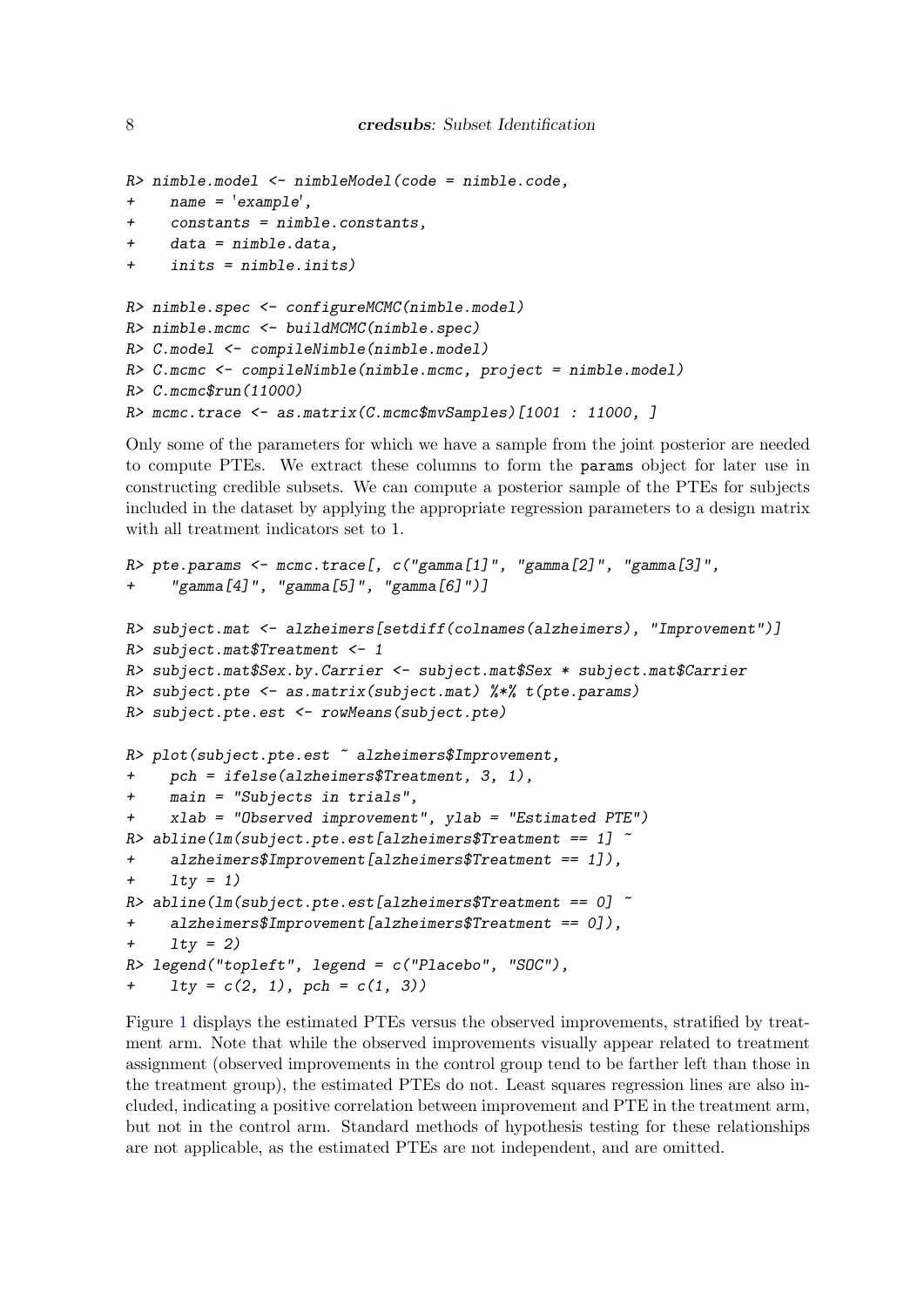```
R> nimble.model <- nimbleModel(code = nimble.code,
+    name = 'example',
+    constants = nimble.constants,
+    data = nimble.data,
+    inits = nimble.inits)

R> nimble.spec <- configureMCMC(nimble.model)
R> nimble.mcmc <- buildMCMC(nimble.spec)
R> C.model <- compileNimble(nimble.model)
R> C.mcmc <- compileNimble(nimble.mcmc, project = nimble.model)
R> C.mcmc$run(11000)
R> mcmc.trace <- as.matrix(C.mcmc$mvSamples)[1001 : 11000, ]
```

Only some of the parameters for which we have a sample from the joint posterior are needed to compute PTEs. We extract these columns to form the `params` object for later use in constructing credible subsets. We can compute a posterior sample of the PTEs for subjects included in the dataset by applying the appropriate regression parameters to a design matrix with all treatment indicators set to 1.

```
R> pte.params <- mcmc.trace[, c("gamma[1]", "gamma[2]", "gamma[3]",
+    "gamma[4]", "gamma[5]", "gamma[6]")]

R> subject.mat <- alzheimers[setdiff(colnames(alzheimers), "Improvement")]
R> subject.mat$Treatment <- 1
R> subject.mat$Sex.by.Carrier <- subject.mat$Sex * subject.mat$Carrier
R> subject.pte <- as.matrix(subject.mat) %*% t(pte.params)
R> subject.pte.est <- rowMeans(subject.pte)

R> plot(subject.pte.est ~ alzheimers$Improvement,
+    pch = ifelse(alzheimers$Treatment, 3, 1),
+    main = "Subjects in trials",
+    xlab = "Observed improvement", ylab = "Estimated PTE")
R> abline(lm(subject.pte.est[alzheimers$Treatment == 1] ~
+    alzheimers$Improvement[alzheimers$Treatment == 1]),
+    lty = 1)
R> abline(lm(subject.pte.est[alzheimers$Treatment == 0] ~
+    alzheimers$Improvement[alzheimers$Treatment == 0]),
+    lty = 2)
R> legend("topleft", legend = c("Placebo", "SOC"),
+    lty = c(2, 1), pch = c(1, 3))
```

Figure 1 displays the estimated PTEs versus the observed improvements, stratified by treatment arm. Note that while the observed improvements visually appear related to treatment assignment (observed improvements in the control group tend to be farther left than those in the treatment group), the estimated PTEs do not. Least squares regression lines are also included, indicating a positive correlation between improvement and PTE in the treatment arm, but not in the control arm. Standard methods of hypothesis testing for these relationships are not applicable, as the estimated PTEs are not independent, and are omitted.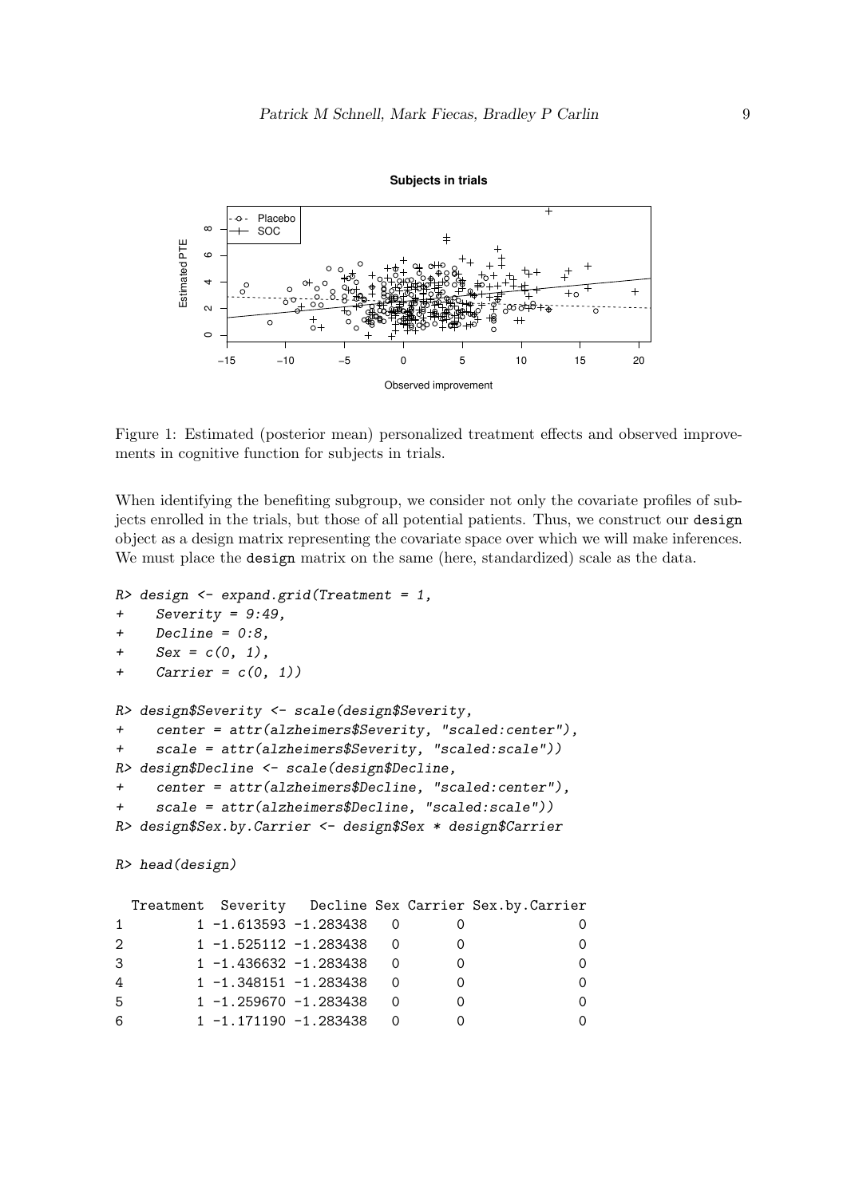Figure 1: Estimated (posterior mean) personalized treatment effects and observed improvements in cognitive function for subjects in trials.

When identifying the benefiting subgroup, we consider not only the covariate profiles of subjects enrolled in the trials, but those of all potential patients. Thus, we construct our design object as a design matrix representing the covariate space over which we will make inferences. We must place the design matrix on the same (here, standardized) scale as the data.

```
R> design <- expand.grid(Treatment = 1,
+    Severity = 9:49,
+    Decline = 0:8,
+    Sex = c(0, 1),
+    Carrier = c(0, 1))

R> design$Severity <- scale(design$Severity,
+    center = attr(alzheimers$Severity, "scaled:center"),
+    scale = attr(alzheimers$Severity, "scaled:scale"))
R> design$Decline <- scale(design$Decline,
+    center = attr(alzheimers$Decline, "scaled:center"),
+    scale = attr(alzheimers$Decline, "scaled:scale"))
R> design$Sex.by.Carrier <- design$Sex * design$Carrier

R> head(design)

  Treatment  Severity   Decline Sex Carrier Sex.by.Carrier
1         1 -1.613593 -1.283438   0       0              0
2         1 -1.525112 -1.283438   0       0              0
3         1 -1.436632 -1.283438   0       0              0
4         1 -1.348151 -1.283438   0       0              0
5         1 -1.259670 -1.283438   0       0              0
6         1 -1.171190 -1.283438   0       0              0
```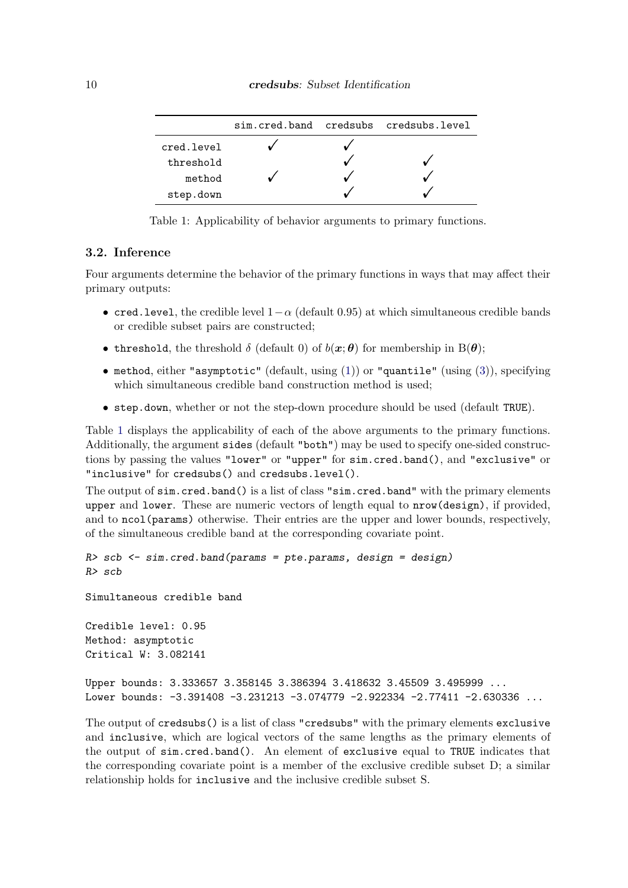|  | sim.cred.band | credsubs | credsubs.level |
| --- | --- | --- | --- |
| cred.level | ✓ | ✓ |  |
| threshold |  | ✓ | ✓ |
| method | ✓ | ✓ | ✓ |
| step.down |  | ✓ | ✓ |

Table 1: Applicability of behavior arguments to primary functions.

### 3.2. Inference

Four arguments determine the behavior of the primary functions in ways that may affect their primary outputs:

- cred.level, the credible level $1-\alpha$ (default 0.95) at which simultaneous credible bands or credible subset pairs are constructed;
- threshold, the threshold $\delta$ (default 0) of $b(\boldsymbol{x};\boldsymbol{\theta})$ for membership in $\mathrm{B}(\boldsymbol{\theta})$;
- method, either "asymptotic" (default, using (1)) or "quantile" (using (3)), specifying which simultaneous credible band construction method is used;
- step.down, whether or not the step-down procedure should be used (default TRUE).

Table 1 displays the applicability of each of the above arguments to the primary functions. Additionally, the argument sides (default "both") may be used to specify one-sided constructions by passing the values "lower" or "upper" for sim.cred.band(), and "exclusive" or "inclusive" for credsubs() and credsubs.level().

The output of sim.cred.band() is a list of class "sim.cred.band" with the primary elements upper and lower. These are numeric vectors of length equal to nrow(design), if provided, and to ncol(params) otherwise. Their entries are the upper and lower bounds, respectively, of the simultaneous credible band at the corresponding covariate point.

```
R> scb <- sim.cred.band(params = pte.params, design = design)
R> scb

Simultaneous credible band

Credible level: 0.95
Method: asymptotic
Critical W: 3.082141

Upper bounds: 3.333657 3.358145 3.386394 3.418632 3.45509 3.495999 ...
Lower bounds: -3.391408 -3.231213 -3.074779 -2.922334 -2.77411 -2.630336 ...
```

The output of credsubs() is a list of class "credsubs" with the primary elements exclusive and inclusive, which are logical vectors of the same lengths as the primary elements of the output of sim.cred.band(). An element of exclusive equal to TRUE indicates that the corresponding covariate point is a member of the exclusive credible subset D; a similar relationship holds for inclusive and the inclusive credible subset S.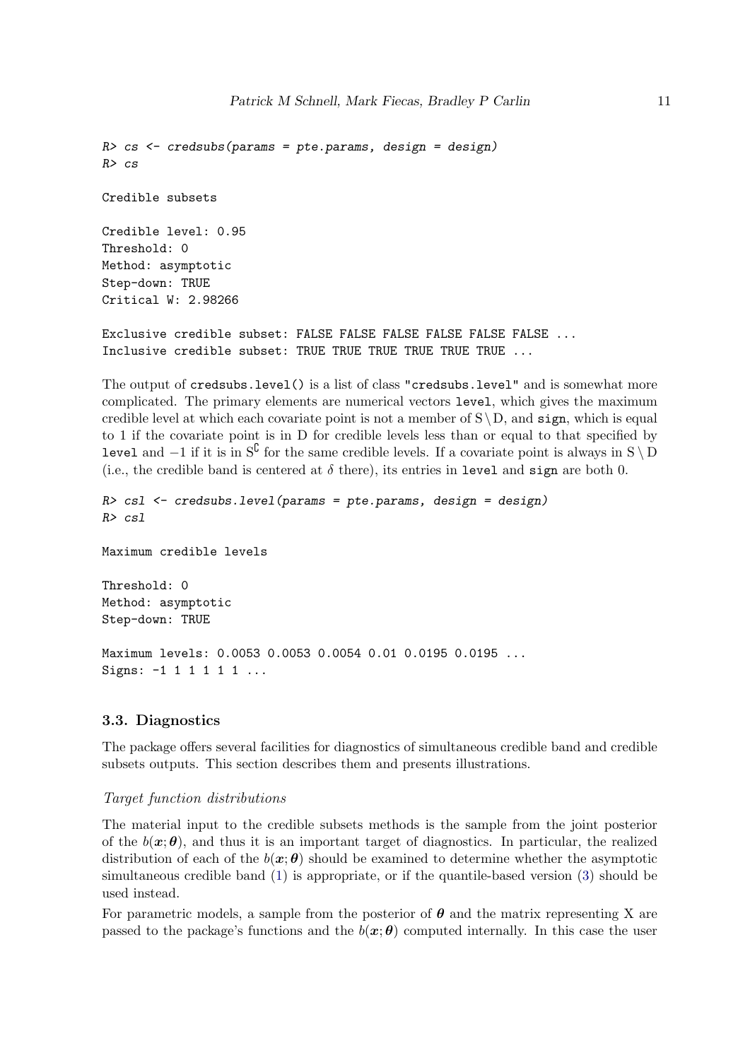```
R> cs <- credsubs(params = pte.params, design = design)
R> cs

Credible subsets

Credible level: 0.95
Threshold: 0
Method: asymptotic
Step-down: TRUE
Critical W: 2.98266

Exclusive credible subset: FALSE FALSE FALSE FALSE FALSE FALSE ...
Inclusive credible subset: TRUE TRUE TRUE TRUE TRUE TRUE ...
```

The output of `credsubs.level()` is a list of class `"credsubs.level"` and is somewhat more complicated. The primary elements are numerical vectors `level`, which gives the maximum credible level at which each covariate point is not a member of $\mathrm{S} \setminus \mathrm{D}$, and `sign`, which is equal to 1 if the covariate point is in D for credible levels less than or equal to that specified by `level` and $-1$ if it is in $\mathrm{S}^{\complement}$ for the same credible levels. If a covariate point is always in $\mathrm{S} \setminus \mathrm{D}$ (i.e., the credible band is centered at $\delta$ there), its entries in `level` and `sign` are both 0.

```
R> csl <- credsubs.level(params = pte.params, design = design)
R> csl

Maximum credible levels

Threshold: 0
Method: asymptotic
Step-down: TRUE

Maximum levels: 0.0053 0.0053 0.0054 0.01 0.0195 0.0195 ...
Signs: -1 1 1 1 1 1 ...
```

### 3.3. Diagnostics

The package offers several facilities for diagnostics of simultaneous credible band and credible subsets outputs. This section describes them and presents illustrations.

*Target function distributions*

The material input to the credible subsets methods is the sample from the joint posterior of the $b(\boldsymbol{x}; \boldsymbol{\theta})$, and thus it is an important target of diagnostics. In particular, the realized distribution of each of the $b(\boldsymbol{x}; \boldsymbol{\theta})$ should be examined to determine whether the asymptotic simultaneous credible band (1) is appropriate, or if the quantile-based version (3) should be used instead.

For parametric models, a sample from the posterior of $\boldsymbol{\theta}$ and the matrix representing X are passed to the package's functions and the $b(\boldsymbol{x}; \boldsymbol{\theta})$ computed internally. In this case the user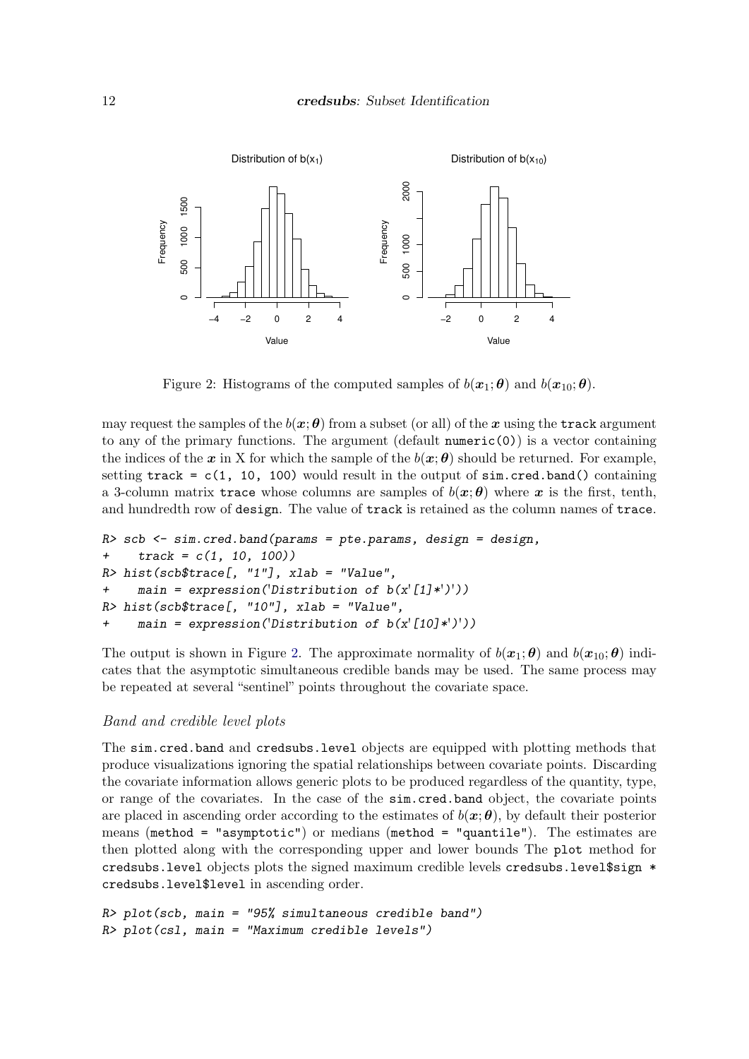Figure 2: Histograms of the computed samples of $b(\boldsymbol{x}_1; \boldsymbol{\theta})$ and $b(\boldsymbol{x}_{10}; \boldsymbol{\theta})$.

may request the samples of the $b(\boldsymbol{x}; \boldsymbol{\theta})$ from a subset (or all) of the $\boldsymbol{x}$ using the `track` argument to any of the primary functions. The argument (default `numeric(0)`) is a vector containing the indices of the $\boldsymbol{x}$ in X for which the sample of the $b(\boldsymbol{x}; \boldsymbol{\theta})$ should be returned. For example, setting `track = c(1, 10, 100)` would result in the output of `sim.cred.band()` containing a 3-column matrix `trace` whose columns are samples of $b(\boldsymbol{x}; \boldsymbol{\theta})$ where $\boldsymbol{x}$ is the first, tenth, and hundredth row of `design`. The value of `track` is retained as the column names of `trace`.

```
R> scb <- sim.cred.band(params = pte.params, design = design,
+    track = c(1, 10, 100))
R> hist(scb$trace[, "1"], xlab = "Value",
+    main = expression('Distribution of b(x'[1]*')'))
R> hist(scb$trace[, "10"], xlab = "Value",
+    main = expression('Distribution of b(x'[10]*')'))
```

The output is shown in Figure 2. The approximate normality of $b(\boldsymbol{x}_1; \boldsymbol{\theta})$ and $b(\boldsymbol{x}_{10}; \boldsymbol{\theta})$ indicates that the asymptotic simultaneous credible bands may be used. The same process may be repeated at several "sentinel" points throughout the covariate space.

### *Band and credible level plots*

The `sim.cred.band` and `credsubs.level` objects are equipped with plotting methods that produce visualizations ignoring the spatial relationships between covariate points. Discarding the covariate information allows generic plots to be produced regardless of the quantity, type, or range of the covariates. In the case of the `sim.cred.band` object, the covariate points are placed in ascending order according to the estimates of $b(\boldsymbol{x}; \boldsymbol{\theta})$, by default their posterior means (`method = "asymptotic"`) or medians (`method = "quantile"`). The estimates are then plotted along with the corresponding upper and lower bounds The `plot` method for `credsubs.level` objects plots the signed maximum credible levels `credsubs.level$sign * credsubs.level$level` in ascending order.

```
R> plot(scb, main = "95% simultaneous credible band")
R> plot(csl, main = "Maximum credible levels")
```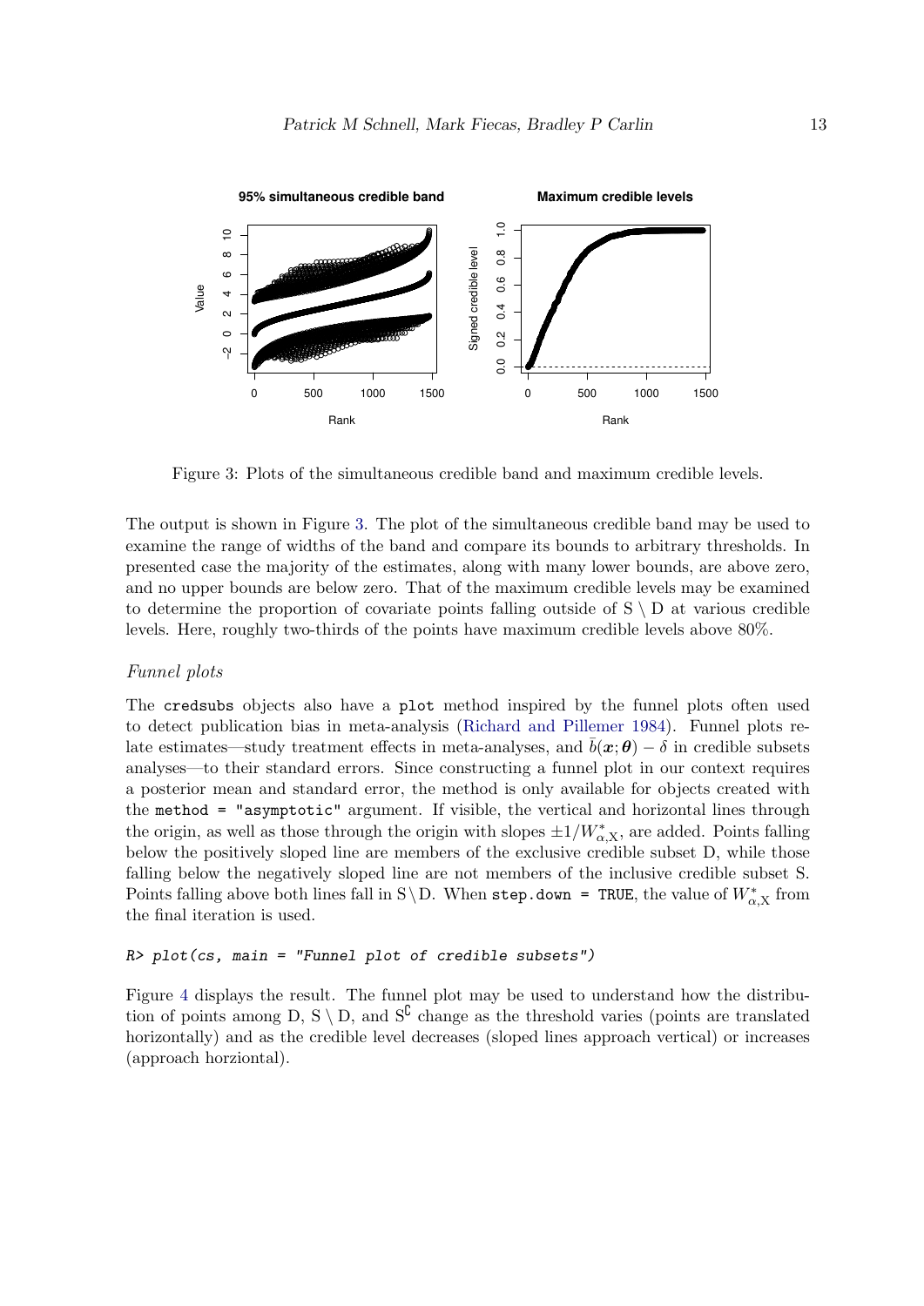Figure 3: Plots of the simultaneous credible band and maximum credible levels.

The output is shown in Figure 3. The plot of the simultaneous credible band may be used to examine the range of widths of the band and compare its bounds to arbitrary thresholds. In presented case the majority of the estimates, along with many lower bounds, are above zero, and no upper bounds are below zero. That of the maximum credible levels may be examined to determine the proportion of covariate points falling outside of $\mathrm{S} \setminus \mathrm{D}$ at various credible levels. Here, roughly two-thirds of the points have maximum credible levels above 80%.

*Funnel plots*

The `credsubs` objects also have a `plot` method inspired by the funnel plots often used to detect publication bias in meta-analysis (Richard and Pillemer 1984). Funnel plots relate estimates—study treatment effects in meta-analyses, and $\bar{b}(\boldsymbol{x};\boldsymbol{\theta}) - \delta$ in credible subsets analyses—to their standard errors. Since constructing a funnel plot in our context requires a posterior mean and standard error, the method is only available for objects created with the `method = "asymptotic"` argument. If visible, the vertical and horizontal lines through the origin, as well as those through the origin with slopes $\pm 1/W^*_{\alpha,\mathrm{X}}$, are added. Points falling below the positively sloped line are members of the exclusive credible subset D, while those falling below the negatively sloped line are not members of the inclusive credible subset S. Points falling above both lines fall in $\mathrm{S} \setminus \mathrm{D}$. When `step.down = TRUE`, the value of $W^*_{\alpha,\mathrm{X}}$ from the final iteration is used.

```
R> plot(cs, main = "Funnel plot of credible subsets")
```

Figure 4 displays the result. The funnel plot may be used to understand how the distribution of points among D, $\mathrm{S} \setminus \mathrm{D}$, and $\mathrm{S}^{\complement}$ change as the threshold varies (points are translated horizontally) and as the credible level decreases (sloped lines approach vertical) or increases (approach horziontal).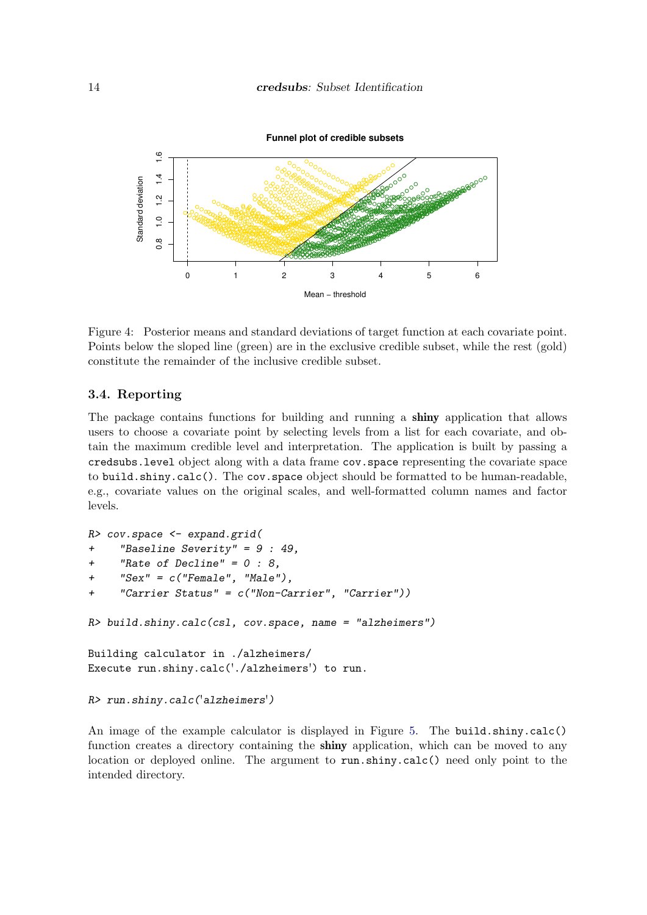Figure 4: Posterior means and standard deviations of target function at each covariate point. Points below the sloped line (green) are in the exclusive credible subset, while the rest (gold) constitute the remainder of the inclusive credible subset.

### 3.4. Reporting

The package contains functions for building and running a **shiny** application that allows users to choose a covariate point by selecting levels from a list for each covariate, and obtain the maximum credible level and interpretation. The application is built by passing a `credsubs.level` object along with a data frame `cov.space` representing the covariate space to `build.shiny.calc()`. The `cov.space` object should be formatted to be human-readable, e.g., covariate values on the original scales, and well-formatted column names and factor levels.

```
R> cov.space <- expand.grid(
+     "Baseline Severity" = 9 : 49,
+     "Rate of Decline" = 0 : 8,
+     "Sex" = c("Female", "Male"),
+     "Carrier Status" = c("Non-Carrier", "Carrier"))

R> build.shiny.calc(csl, cov.space, name = "alzheimers")

Building calculator in ./alzheimers/
Execute run.shiny.calc('./alzheimers') to run.

R> run.shiny.calc('alzheimers')
```

An image of the example calculator is displayed in Figure 5. The `build.shiny.calc()` function creates a directory containing the **shiny** application, which can be moved to any location or deployed online. The argument to `run.shiny.calc()` need only point to the intended directory.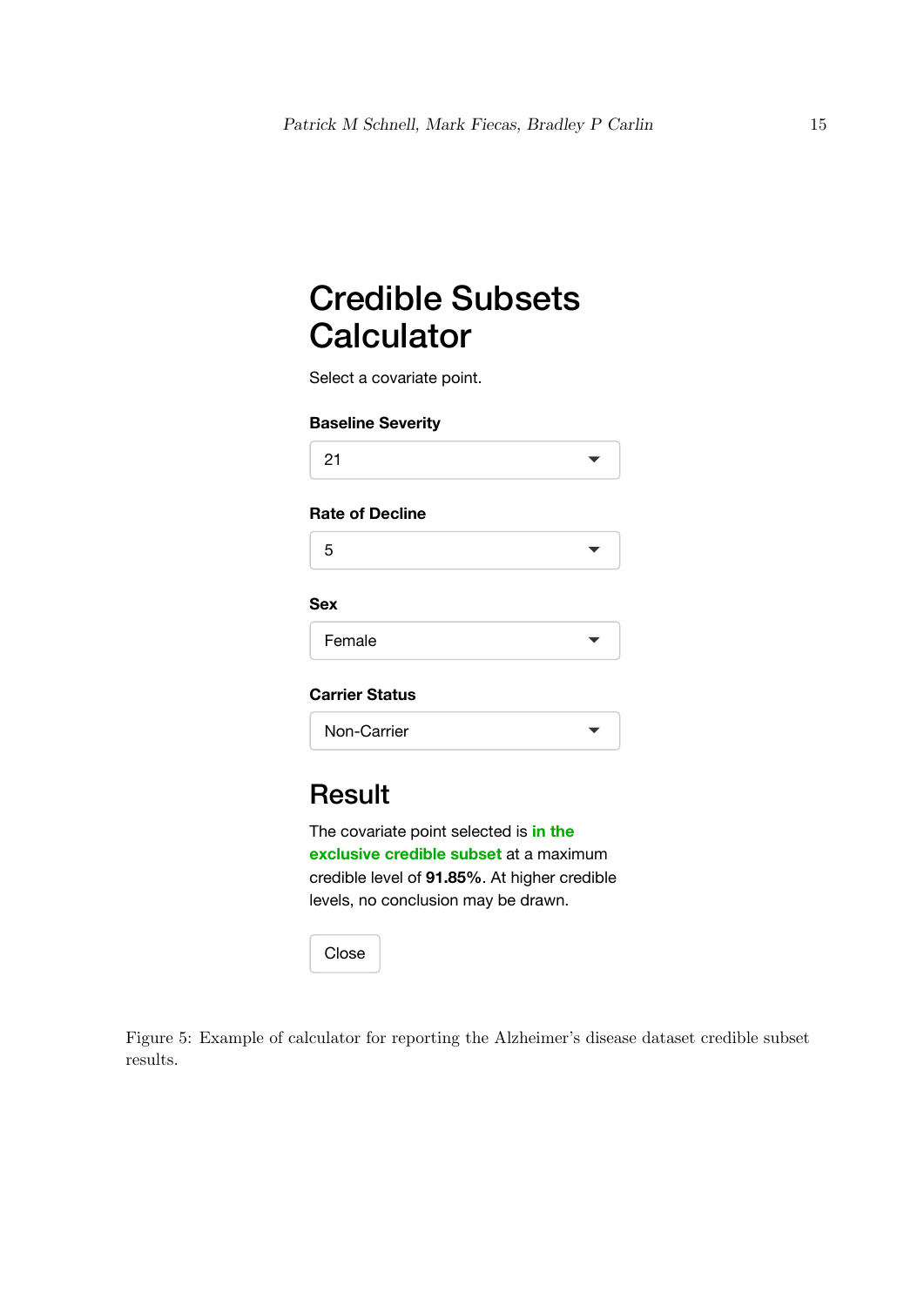# Credible Subsets Calculator

Select a covariate point.

**Baseline Severity**

21

**Rate of Decline**

5

**Sex**

Female

**Carrier Status**

Non-Carrier

## Result

The covariate point selected is **in the exclusive credible subset** at a maximum credible level of **91.85%**. At higher credible levels, no conclusion may be drawn.

Close

Figure 5: Example of calculator for reporting the Alzheimer's disease dataset credible subset results.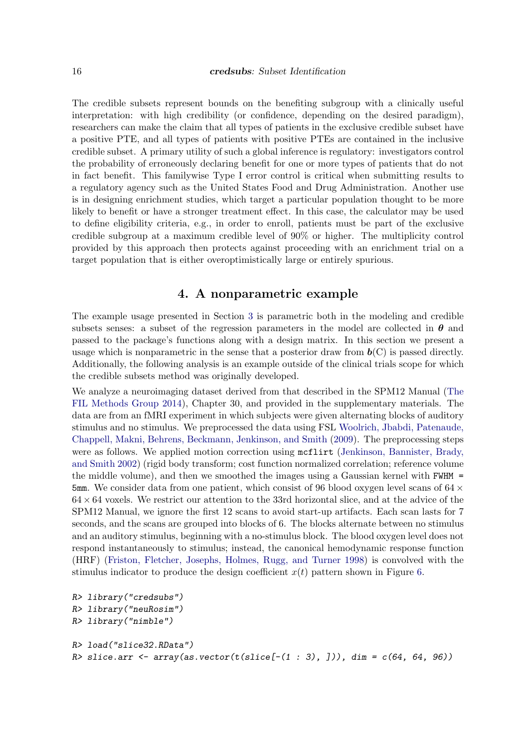The credible subsets represent bounds on the benefiting subgroup with a clinically useful interpretation: with high credibility (or confidence, depending on the desired paradigm), researchers can make the claim that all types of patients in the exclusive credible subset have a positive PTE, and all types of patients with positive PTEs are contained in the inclusive credible subset. A primary utility of such a global inference is regulatory: investigators control the probability of erroneously declaring benefit for one or more types of patients that do not in fact benefit. This familywise Type I error control is critical when submitting results to a regulatory agency such as the United States Food and Drug Administration. Another use is in designing enrichment studies, which target a particular population thought to be more likely to benefit or have a stronger treatment effect. In this case, the calculator may be used to define eligibility criteria, e.g., in order to enroll, patients must be part of the exclusive credible subgroup at a maximum credible level of 90% or higher. The multiplicity control provided by this approach then protects against proceeding with an enrichment trial on a target population that is either overoptimistically large or entirely spurious.

## 4. A nonparametric example

The example usage presented in Section 3 is parametric both in the modeling and credible subsets senses: a subset of the regression parameters in the model are collected in $\boldsymbol{\theta}$ and passed to the package's functions along with a design matrix. In this section we present a usage which is nonparametric in the sense that a posterior draw from $\boldsymbol{b}(\mathrm{C})$ is passed directly. Additionally, the following analysis is an example outside of the clinical trials scope for which the credible subsets method was originally developed.

We analyze a neuroimaging dataset derived from that described in the SPM12 Manual (The FIL Methods Group 2014), Chapter 30, and provided in the supplementary materials. The data are from an fMRI experiment in which subjects were given alternating blocks of auditory stimulus and no stimulus. We preprocessed the data using FSL Woolrich, Jbabdi, Patenaude, Chappell, Makni, Behrens, Beckmann, Jenkinson, and Smith (2009). The preprocessing steps were as follows. We applied motion correction using `mcflirt` (Jenkinson, Bannister, Brady, and Smith 2002) (rigid body transform; cost function normalized correlation; reference volume the middle volume), and then we smoothed the images using a Gaussian kernel with `FWHM = 5mm`. We consider data from one patient, which consist of 96 blood oxygen level scans of $64 \times 64 \times 64$ voxels. We restrict our attention to the 33rd horizontal slice, and at the advice of the SPM12 Manual, we ignore the first 12 scans to avoid start-up artifacts. Each scan lasts for 7 seconds, and the scans are grouped into blocks of 6. The blocks alternate between no stimulus and an auditory stimulus, beginning with a no-stimulus block. The blood oxygen level does not respond instantaneously to stimulus; instead, the canonical hemodynamic response function (HRF) (Friston, Fletcher, Josephs, Holmes, Rugg, and Turner 1998) is convolved with the stimulus indicator to produce the design coefficient $x(t)$ pattern shown in Figure 6.

```
R> library("credsubs")
R> library("neuRosim")
R> library("nimble")

R> load("slice32.RData")
R> slice.arr <- array(as.vector(t(slice[-(1 : 3), ])), dim = c(64, 64, 96))
```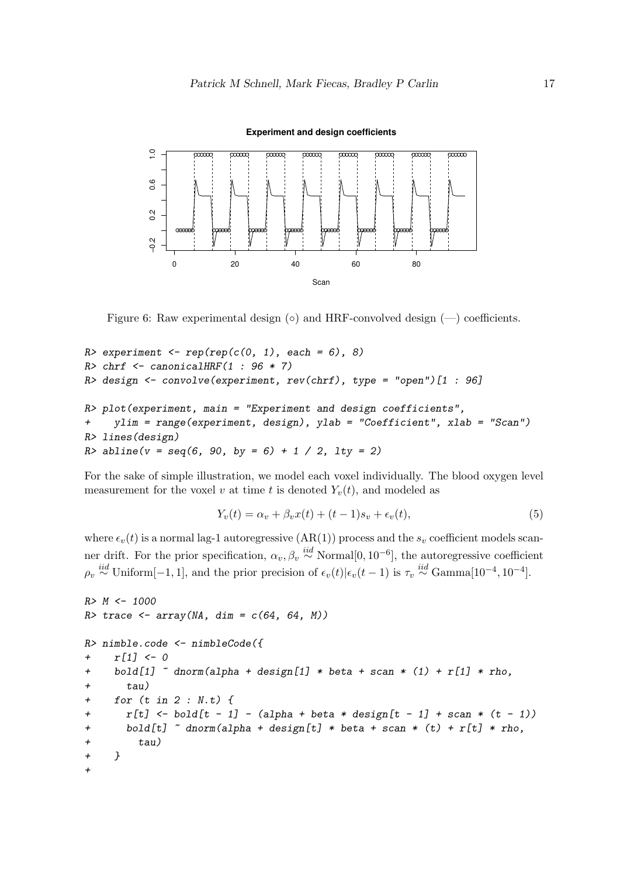Figure 6: Raw experimental design (○) and HRF-convolved design (—) coefficients.

```
R> experiment <- rep(rep(c(0, 1), each = 6), 8)
R> chrf <- canonicalHRF(1 : 96 * 7)
R> design <- convolve(experiment, rev(chrf), type = "open")[1 : 96]

R> plot(experiment, main = "Experiment and design coefficients",
+    ylim = range(experiment, design), ylab = "Coefficient", xlab = "Scan")
R> lines(design)
R> abline(v = seq(6, 90, by = 6) + 1 / 2, lty = 2)
```

For the sake of simple illustration, we model each voxel individually. The blood oxygen level measurement for the voxel $v$ at time $t$ is denoted $Y_v(t)$, and modeled as

$$Y_v(t) = \alpha_v + \beta_v x(t) + (t-1)s_v + \epsilon_v(t), \tag{5}$$

where $\epsilon_v(t)$ is a normal lag-1 autoregressive (AR(1)) process and the $s_v$ coefficient models scanner drift. For the prior specification, $\alpha_v, \beta_v \overset{iid}{\sim} \text{Normal}[0, 10^{-6}]$, the autoregressive coefficient $\rho_v \overset{iid}{\sim} \text{Uniform}[-1, 1]$, and the prior precision of $\epsilon_v(t)|\epsilon_v(t-1)$ is $\tau_v \overset{iid}{\sim} \text{Gamma}[10^{-4}, 10^{-4}]$.

```
R> M <- 1000
R> trace <- array(NA, dim = c(64, 64, M))

R> nimble.code <- nimbleCode({
+    r[1] <- 0
+    bold[1] ~ dnorm(alpha + design[1] * beta + scan * (1) + r[1] * rho,
+      tau)
+    for (t in 2 : N.t) {
+      r[t] <- bold[t - 1] - (alpha + beta * design[t - 1] + scan * (t - 1))
+      bold[t] ~ dnorm(alpha + design[t] * beta + scan * (t) + r[t] * rho,
+        tau)
+    }
+
```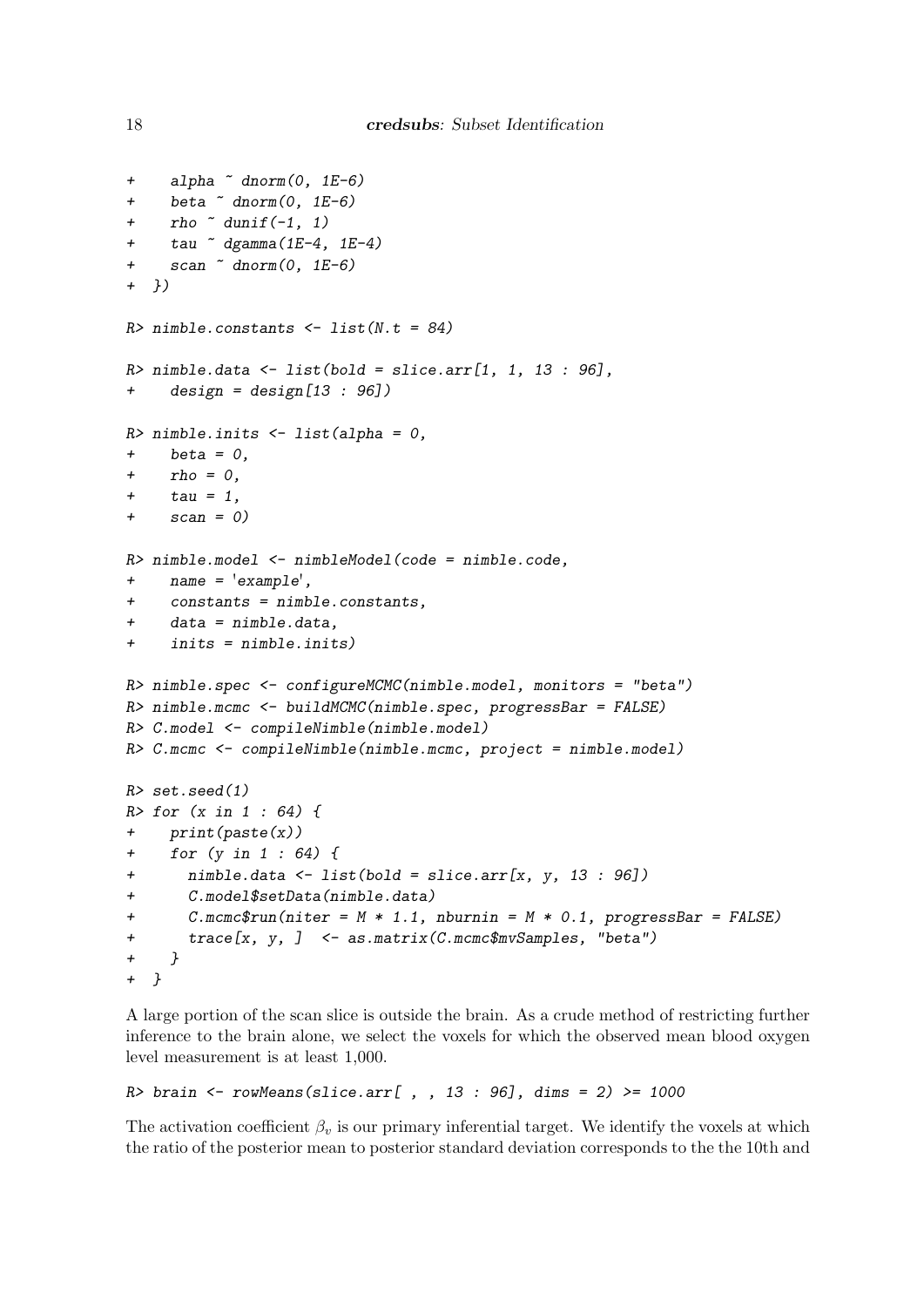```
+    alpha ~ dnorm(0, 1E-6)
+    beta ~ dnorm(0, 1E-6)
+    rho ~ dunif(-1, 1)
+    tau ~ dgamma(1E-4, 1E-4)
+    scan ~ dnorm(0, 1E-6)
+  })

R> nimble.constants <- list(N.t = 84)

R> nimble.data <- list(bold = slice.arr[1, 1, 13 : 96],
+    design = design[13 : 96])

R> nimble.inits <- list(alpha = 0,
+    beta = 0,
+    rho = 0,
+    tau = 1,
+    scan = 0)

R> nimble.model <- nimbleModel(code = nimble.code,
+    name = 'example',
+    constants = nimble.constants,
+    data = nimble.data,
+    inits = nimble.inits)

R> nimble.spec <- configureMCMC(nimble.model, monitors = "beta")
R> nimble.mcmc <- buildMCMC(nimble.spec, progressBar = FALSE)
R> C.model <- compileNimble(nimble.model)
R> C.mcmc <- compileNimble(nimble.mcmc, project = nimble.model)

R> set.seed(1)
R> for (x in 1 : 64) {
+    print(paste(x))
+    for (y in 1 : 64) {
+      nimble.data <- list(bold = slice.arr[x, y, 13 : 96])
+      C.model$setData(nimble.data)
+      C.mcmc$run(niter = M * 1.1, nburnin = M * 0.1, progressBar = FALSE)
+      trace[x, y, ]  <- as.matrix(C.mcmc$mvSamples, "beta")
+    }
+  }
```

A large portion of the scan slice is outside the brain. As a crude method of restricting further inference to the brain alone, we select the voxels for which the observed mean blood oxygen level measurement is at least 1,000.

```
R> brain <- rowMeans(slice.arr[ , , 13 : 96], dims = 2) >= 1000
```

The activation coefficient $\beta_v$ is our primary inferential target. We identify the voxels at which the ratio of the posterior mean to posterior standard deviation corresponds to the the 10th and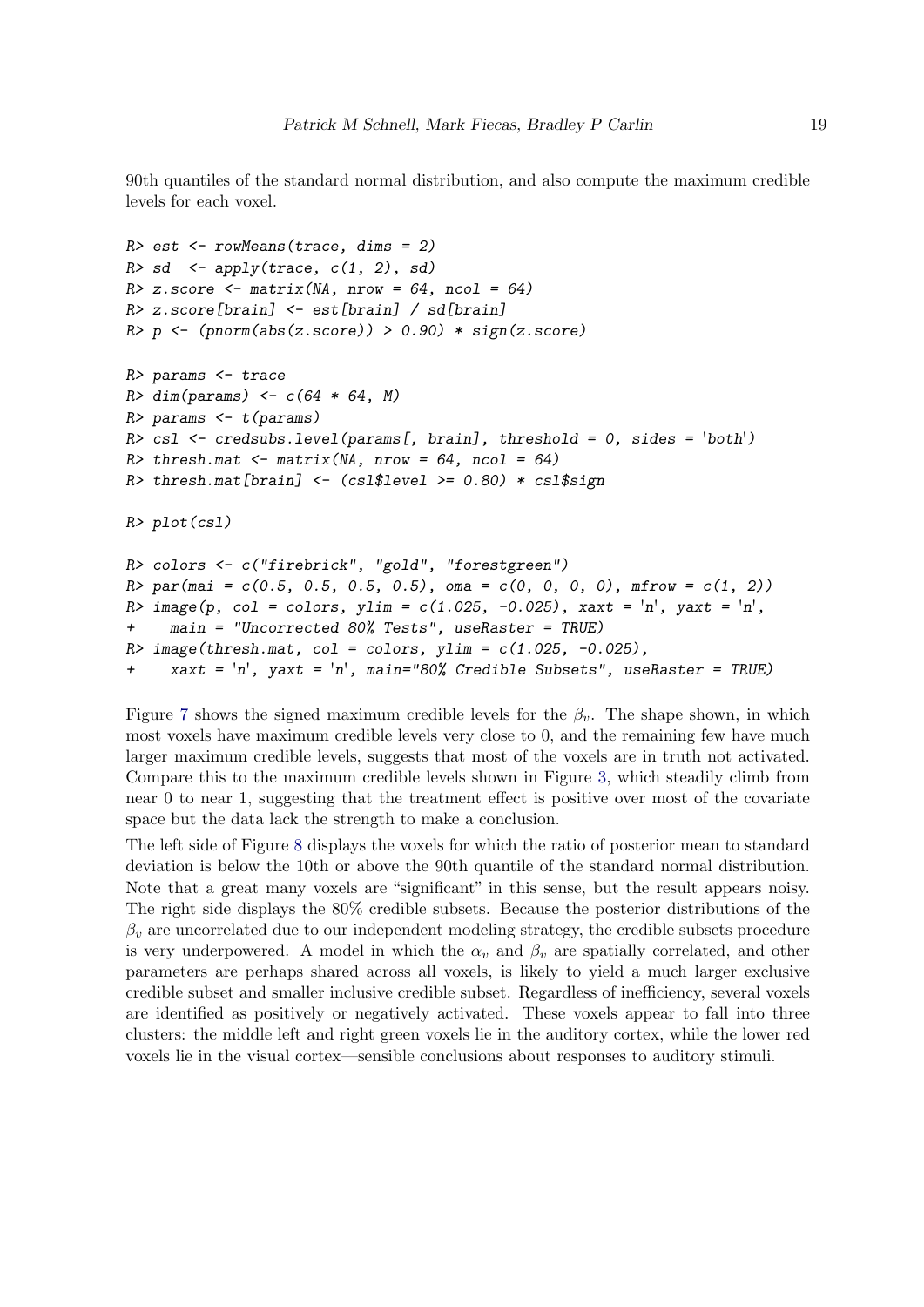90th quantiles of the standard normal distribution, and also compute the maximum credible levels for each voxel.

```
R> est <- rowMeans(trace, dims = 2)
R> sd  <- apply(trace, c(1, 2), sd)
R> z.score <- matrix(NA, nrow = 64, ncol = 64)
R> z.score[brain] <- est[brain] / sd[brain]
R> p <- (pnorm(abs(z.score)) > 0.90) * sign(z.score)

R> params <- trace
R> dim(params) <- c(64 * 64, M)
R> params <- t(params)
R> csl <- credsubs.level(params[, brain], threshold = 0, sides = 'both')
R> thresh.mat <- matrix(NA, nrow = 64, ncol = 64)
R> thresh.mat[brain] <- (csl$level >= 0.80) * csl$sign

R> plot(csl)

R> colors <- c("firebrick", "gold", "forestgreen")
R> par(mai = c(0.5, 0.5, 0.5, 0.5), oma = c(0, 0, 0, 0), mfrow = c(1, 2))
R> image(p, col = colors, ylim = c(1.025, -0.025), xaxt = 'n', yaxt = 'n',
+    main = "Uncorrected 80% Tests", useRaster = TRUE)
R> image(thresh.mat, col = colors, ylim = c(1.025, -0.025),
+    xaxt = 'n', yaxt = 'n', main="80% Credible Subsets", useRaster = TRUE)
```

Figure 7 shows the signed maximum credible levels for the $\beta_v$. The shape shown, in which most voxels have maximum credible levels very close to 0, and the remaining few have much larger maximum credible levels, suggests that most of the voxels are in truth not activated. Compare this to the maximum credible levels shown in Figure 3, which steadily climb from near 0 to near 1, suggesting that the treatment effect is positive over most of the covariate space but the data lack the strength to make a conclusion.

The left side of Figure 8 displays the voxels for which the ratio of posterior mean to standard deviation is below the 10th or above the 90th quantile of the standard normal distribution. Note that a great many voxels are "significant" in this sense, but the result appears noisy. The right side displays the 80% credible subsets. Because the posterior distributions of the $\beta_v$ are uncorrelated due to our independent modeling strategy, the credible subsets procedure is very underpowered. A model in which the $\alpha_v$ and $\beta_v$ are spatially correlated, and other parameters are perhaps shared across all voxels, is likely to yield a much larger exclusive credible subset and smaller inclusive credible subset. Regardless of inefficiency, several voxels are identified as positively or negatively activated. These voxels appear to fall into three clusters: the middle left and right green voxels lie in the auditory cortex, while the lower red voxels lie in the visual cortex—sensible conclusions about responses to auditory stimuli.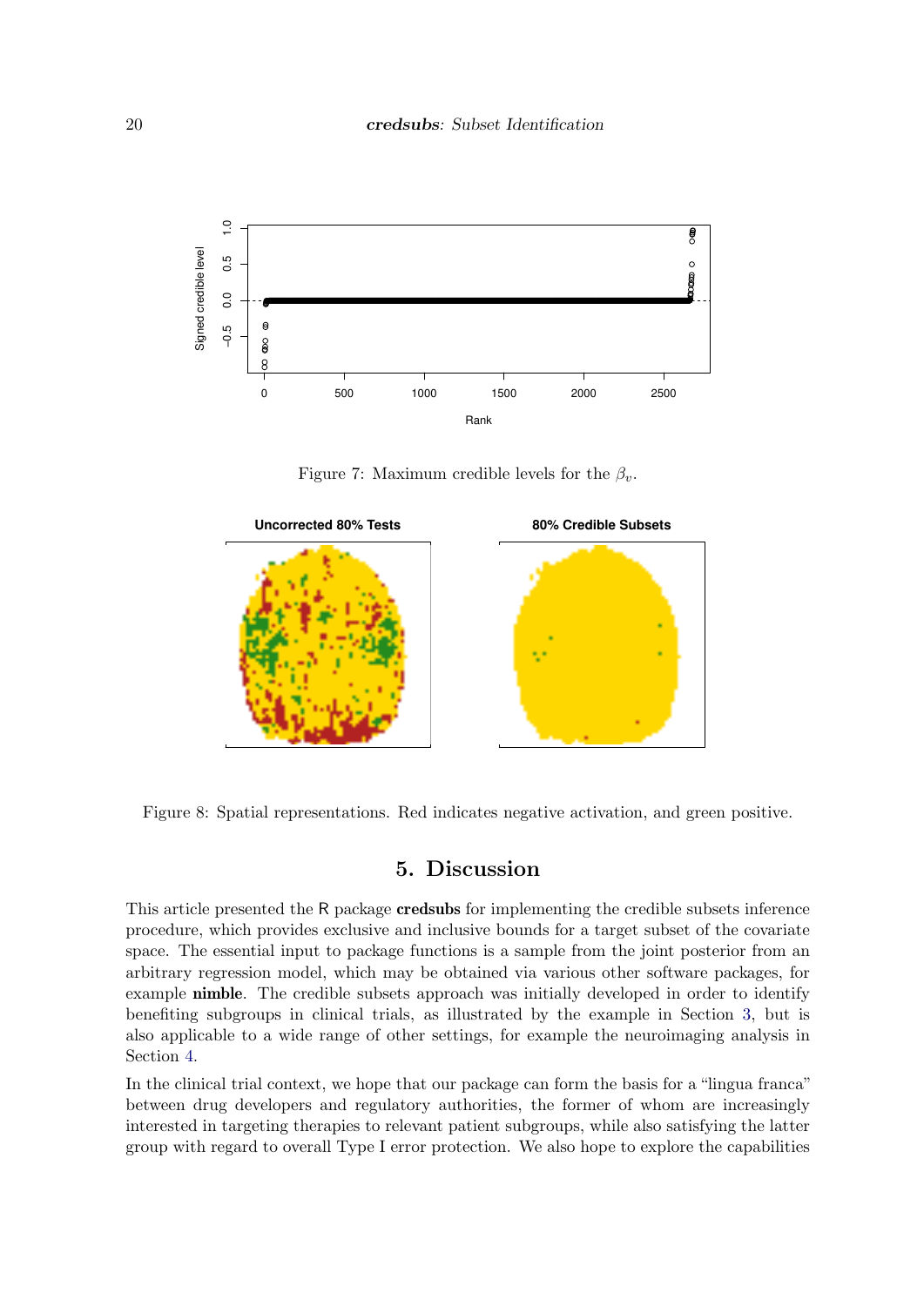Figure 7: Maximum credible levels for the $\beta_v$.

Figure 8: Spatial representations. Red indicates negative activation, and green positive.

## 5. Discussion

This article presented the R package **credsubs** for implementing the credible subsets inference procedure, which provides exclusive and inclusive bounds for a target subset of the covariate space. The essential input to package functions is a sample from the joint posterior from an arbitrary regression model, which may be obtained via various other software packages, for example **nimble**. The credible subsets approach was initially developed in order to identify benefiting subgroups in clinical trials, as illustrated by the example in Section 3, but is also applicable to a wide range of other settings, for example the neuroimaging analysis in Section 4.

In the clinical trial context, we hope that our package can form the basis for a "lingua franca" between drug developers and regulatory authorities, the former of whom are increasingly interested in targeting therapies to relevant patient subgroups, while also satisfying the latter group with regard to overall Type I error protection. We also hope to explore the capabilities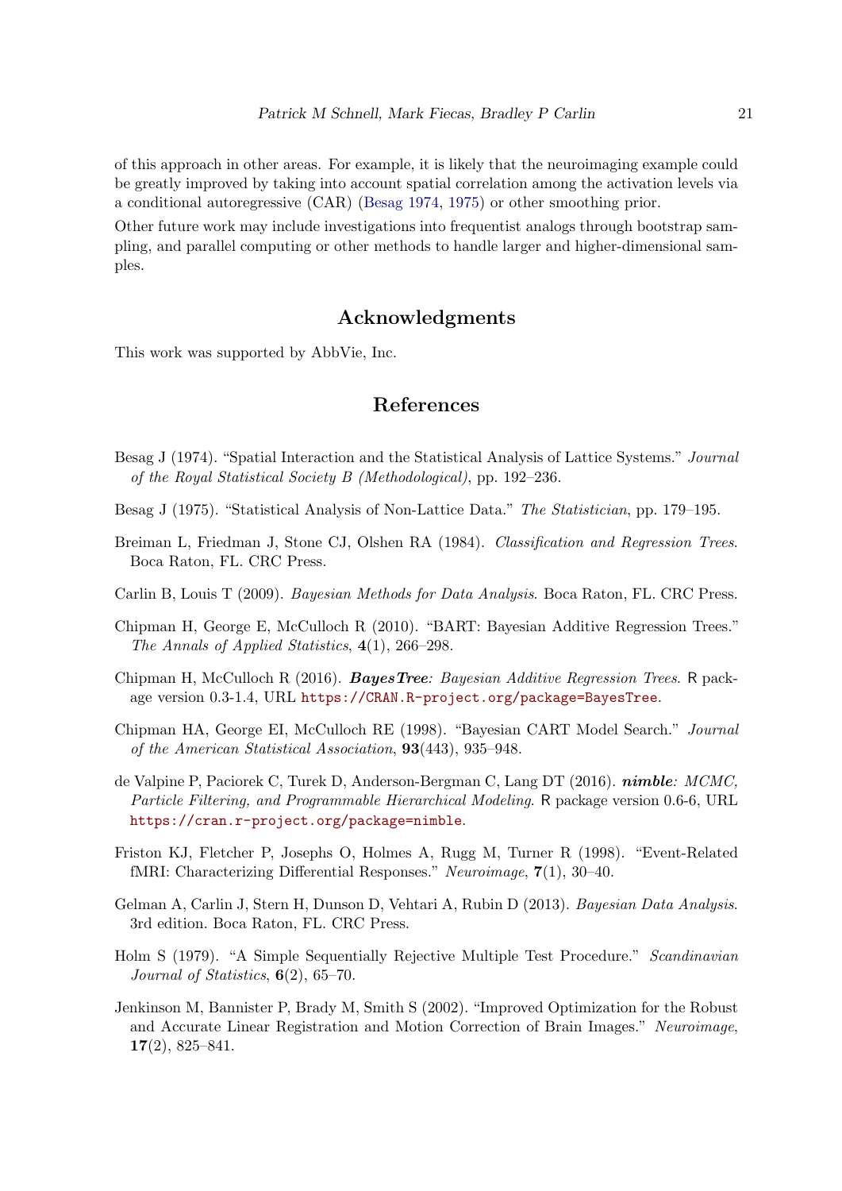of this approach in other areas. For example, it is likely that the neuroimaging example could be greatly improved by taking into account spatial correlation among the activation levels via a conditional autoregressive (CAR) (Besag 1974, 1975) or other smoothing prior.

Other future work may include investigations into frequentist analogs through bootstrap sampling, and parallel computing or other methods to handle larger and higher-dimensional samples.

## Acknowledgments

This work was supported by AbbVie, Inc.

## References

Besag J (1974). "Spatial Interaction and the Statistical Analysis of Lattice Systems." *Journal of the Royal Statistical Society B (Methodological)*, pp. 192–236.

Besag J (1975). "Statistical Analysis of Non-Lattice Data." *The Statistician*, pp. 179–195.

Breiman L, Friedman J, Stone CJ, Olshen RA (1984). *Classification and Regression Trees*. Boca Raton, FL. CRC Press.

Carlin B, Louis T (2009). *Bayesian Methods for Data Analysis*. Boca Raton, FL. CRC Press.

Chipman H, George E, McCulloch R (2010). "BART: Bayesian Additive Regression Trees." *The Annals of Applied Statistics*, **4**(1), 266–298.

Chipman H, McCulloch R (2016). ***BayesTree**: Bayesian Additive Regression Trees*. R package version 0.3-1.4, URL https://CRAN.R-project.org/package=BayesTree.

Chipman HA, George EI, McCulloch RE (1998). "Bayesian CART Model Search." *Journal of the American Statistical Association*, **93**(443), 935–948.

de Valpine P, Paciorek C, Turek D, Anderson-Bergman C, Lang DT (2016). ***nimble**: MCMC, Particle Filtering, and Programmable Hierarchical Modeling*. R package version 0.6-6, URL https://cran.r-project.org/package=nimble.

Friston KJ, Fletcher P, Josephs O, Holmes A, Rugg M, Turner R (1998). "Event-Related fMRI: Characterizing Differential Responses." *Neuroimage*, **7**(1), 30–40.

Gelman A, Carlin J, Stern H, Dunson D, Vehtari A, Rubin D (2013). *Bayesian Data Analysis*. 3rd edition. Boca Raton, FL. CRC Press.

Holm S (1979). "A Simple Sequentially Rejective Multiple Test Procedure." *Scandinavian Journal of Statistics*, **6**(2), 65–70.

Jenkinson M, Bannister P, Brady M, Smith S (2002). "Improved Optimization for the Robust and Accurate Linear Registration and Motion Correction of Brain Images." *Neuroimage*, **17**(2), 825–841.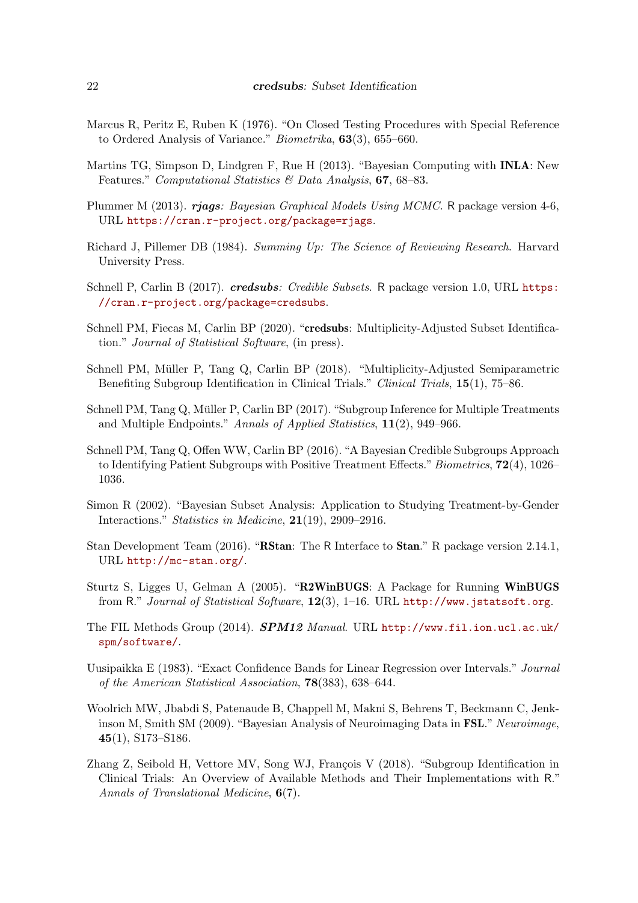Marcus R, Peritz E, Ruben K (1976). "On Closed Testing Procedures with Special Reference to Ordered Analysis of Variance." *Biometrika*, **63**(3), 655–660.

Martins TG, Simpson D, Lindgren F, Rue H (2013). "Bayesian Computing with **INLA**: New Features." *Computational Statistics & Data Analysis*, **67**, 68–83.

Plummer M (2013). ***rjags**: Bayesian Graphical Models Using MCMC*. R package version 4-6, URL https://cran.r-project.org/package=rjags.

Richard J, Pillemer DB (1984). *Summing Up: The Science of Reviewing Research*. Harvard University Press.

Schnell P, Carlin B (2017). ***credsubs**: Credible Subsets*. R package version 1.0, URL https://cran.r-project.org/package=credsubs.

Schnell PM, Fiecas M, Carlin BP (2020). "**credsubs**: Multiplicity-Adjusted Subset Identification." *Journal of Statistical Software*, (in press).

Schnell PM, Müller P, Tang Q, Carlin BP (2018). "Multiplicity-Adjusted Semiparametric Benefiting Subgroup Identification in Clinical Trials." *Clinical Trials*, **15**(1), 75–86.

Schnell PM, Tang Q, Müller P, Carlin BP (2017). "Subgroup Inference for Multiple Treatments and Multiple Endpoints." *Annals of Applied Statistics*, **11**(2), 949–966.

Schnell PM, Tang Q, Offen WW, Carlin BP (2016). "A Bayesian Credible Subgroups Approach to Identifying Patient Subgroups with Positive Treatment Effects." *Biometrics*, **72**(4), 1026–1036.

Simon R (2002). "Bayesian Subset Analysis: Application to Studying Treatment-by-Gender Interactions." *Statistics in Medicine*, **21**(19), 2909–2916.

Stan Development Team (2016). "**RStan**: The R Interface to **Stan**." R package version 2.14.1, URL http://mc-stan.org/.

Sturtz S, Ligges U, Gelman A (2005). "**R2WinBUGS**: A Package for Running **WinBUGS** from R." *Journal of Statistical Software*, **12**(3), 1–16. URL http://www.jstatsoft.org.

The FIL Methods Group (2014). ***SPM12** Manual*. URL http://www.fil.ion.ucl.ac.uk/spm/software/.

Uusipaikka E (1983). "Exact Confidence Bands for Linear Regression over Intervals." *Journal of the American Statistical Association*, **78**(383), 638–644.

Woolrich MW, Jbabdi S, Patenaude B, Chappell M, Makni S, Behrens T, Beckmann C, Jenkinson M, Smith SM (2009). "Bayesian Analysis of Neuroimaging Data in **FSL**." *Neuroimage*, **45**(1), S173–S186.

Zhang Z, Seibold H, Vettore MV, Song WJ, François V (2018). "Subgroup Identification in Clinical Trials: An Overview of Available Methods and Their Implementations with R." *Annals of Translational Medicine*, **6**(7).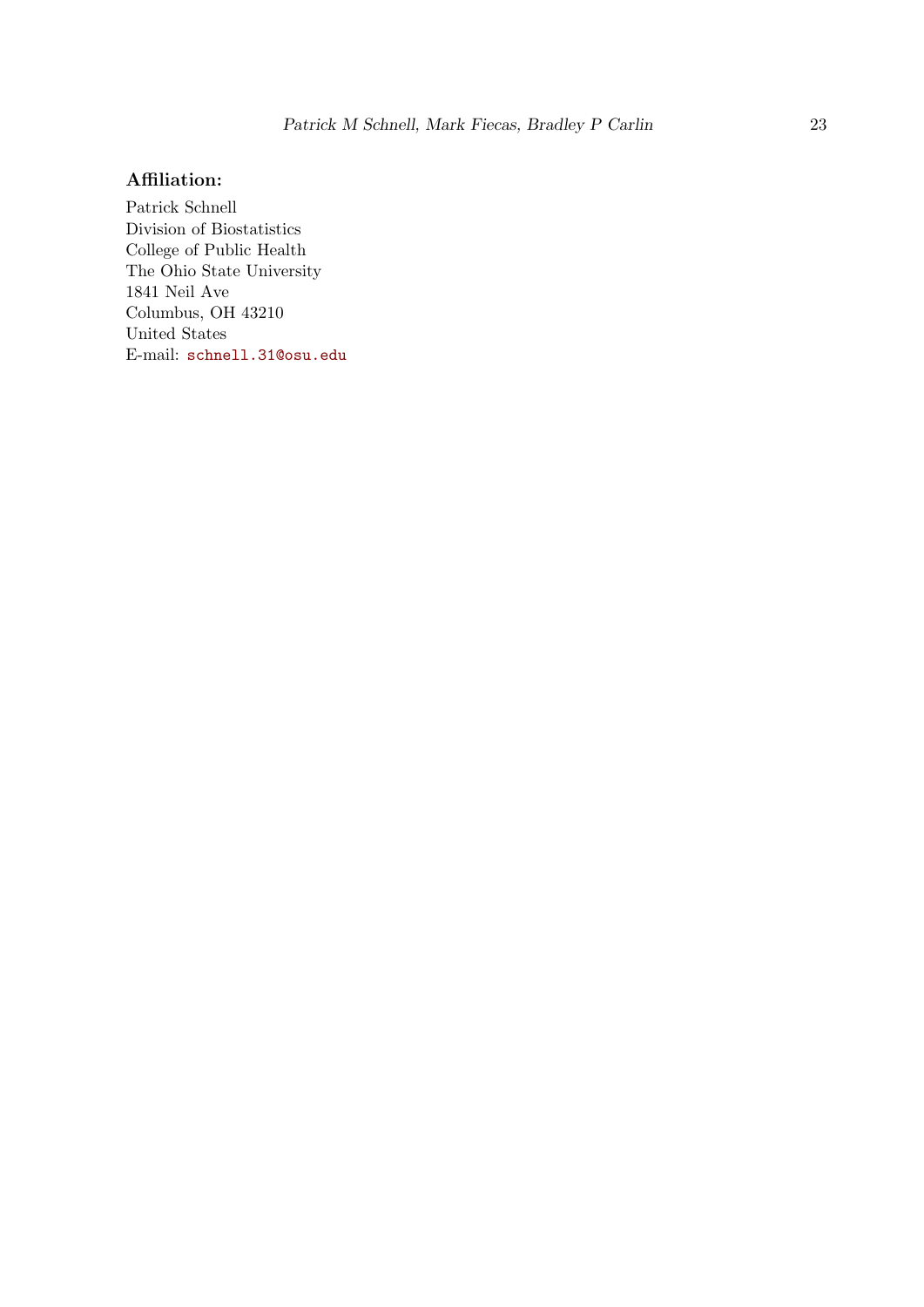**Affiliation:**

Patrick Schnell
Division of Biostatistics
College of Public Health
The Ohio State University
1841 Neil Ave
Columbus, OH 43210
United States
E-mail: schnell.31@osu.edu